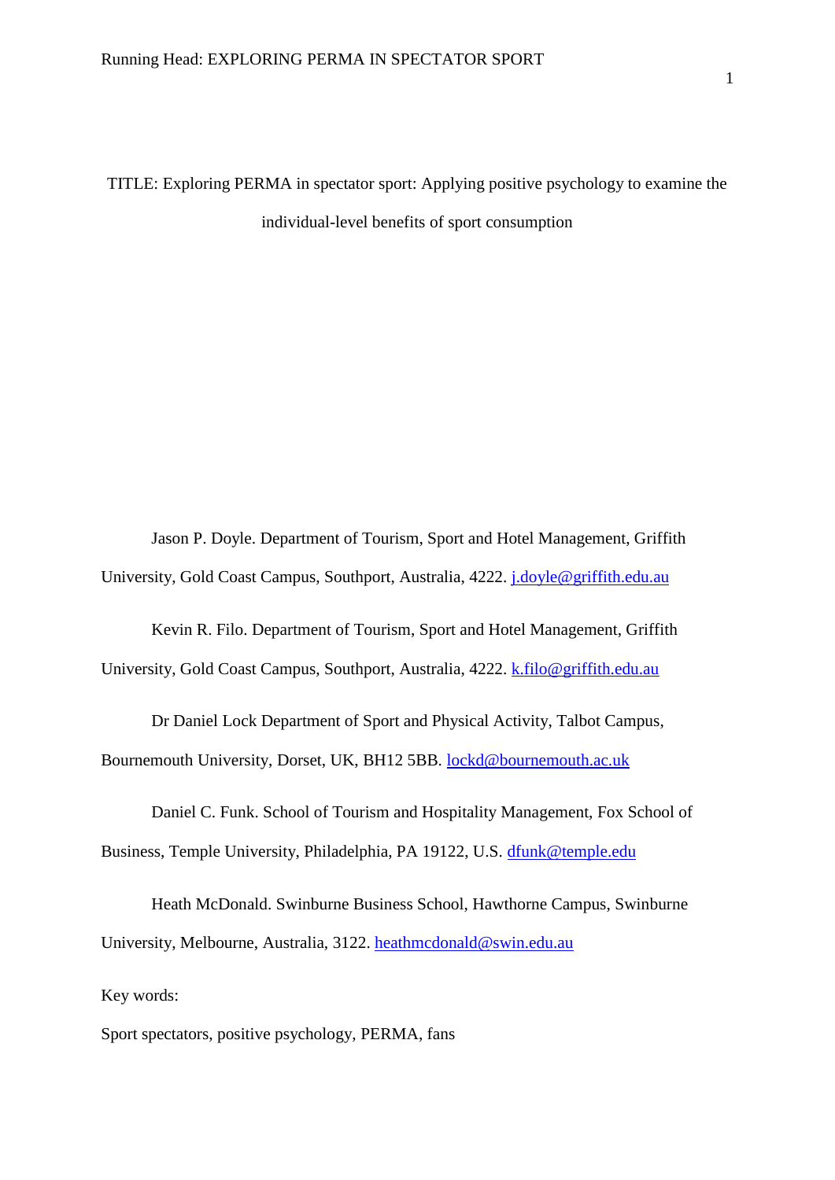# TITLE: Exploring PERMA in spectator sport: Applying positive psychology to examine the individual-level benefits of sport consumption

Jason P. Doyle. Department of Tourism, Sport and Hotel Management, Griffith University, Gold Coast Campus, Southport, Australia, 4222. j.doyle@griffith.edu.au

Kevin R. Filo. Department of Tourism, Sport and Hotel Management, Griffith University, Gold Coast Campus, Southport, Australia, 4222. k.filo@griffith.edu.au

Dr Daniel Lock Department of Sport and Physical Activity, Talbot Campus, Bournemouth University, Dorset, UK, BH12 5BB. lockd@bournemouth.ac.uk

Daniel C. Funk. School of Tourism and Hospitality Management, Fox School of Business, Temple University, Philadelphia, PA 19122, U.S. dfunk@temple.edu

Heath McDonald. Swinburne Business School, Hawthorne Campus, Swinburne University, Melbourne, Australia, 3122. heathmcdonald@swin.edu.au

Key words:

Sport spectators, positive psychology, PERMA, fans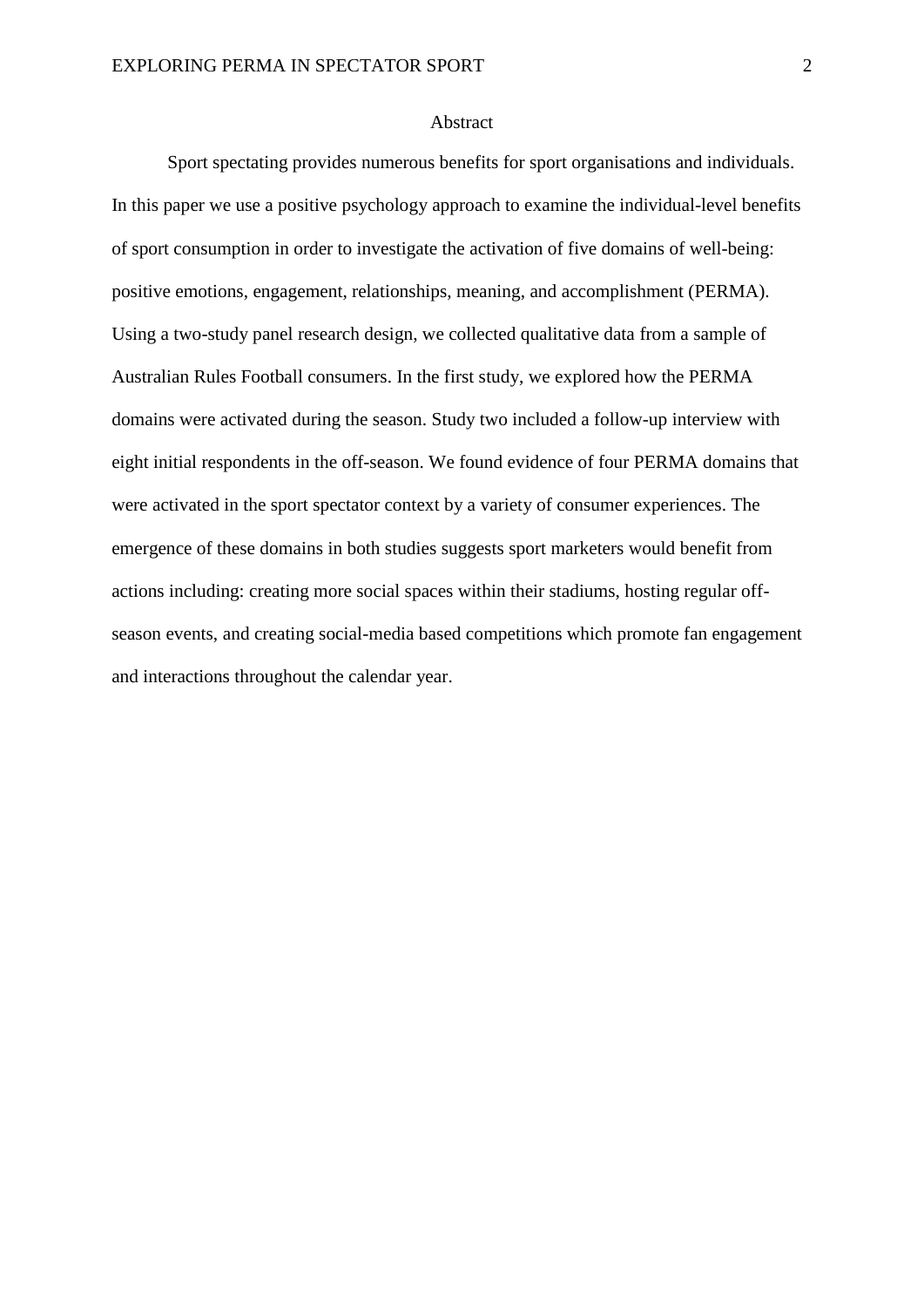# Abstract

Sport spectating provides numerous benefits for sport organisations and individuals. In this paper we use a positive psychology approach to examine the individual-level benefits of sport consumption in order to investigate the activation of five domains of well-being: positive emotions, engagement, relationships, meaning, and accomplishment (PERMA). Using a two-study panel research design, we collected qualitative data from a sample of Australian Rules Football consumers. In the first study, we explored how the PERMA domains were activated during the season. Study two included a follow-up interview with eight initial respondents in the off-season. We found evidence of four PERMA domains that were activated in the sport spectator context by a variety of consumer experiences. The emergence of these domains in both studies suggests sport marketers would benefit from actions including: creating more social spaces within their stadiums, hosting regular off-season events, and creating social-media based competitions which promote fan engagement and interactions throughout the calendar year.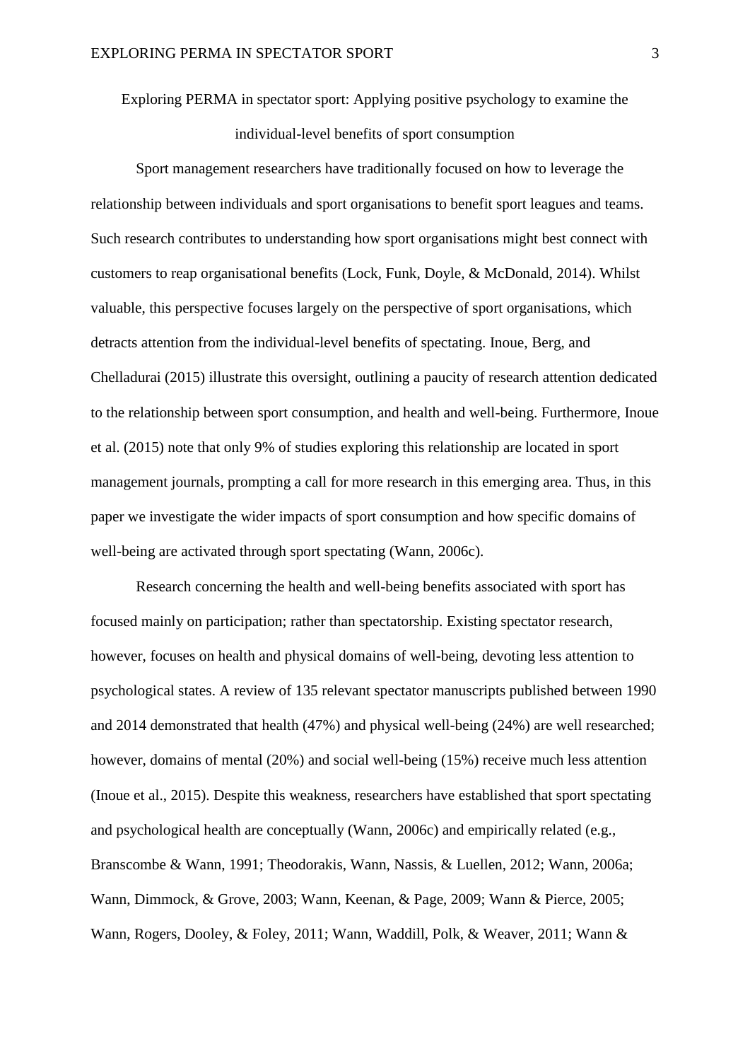Exploring PERMA in spectator sport: Applying positive psychology to examine the individual-level benefits of sport consumption

Sport management researchers have traditionally focused on how to leverage the relationship between individuals and sport organisations to benefit sport leagues and teams. Such research contributes to understanding how sport organisations might best connect with customers to reap organisational benefits (Lock, Funk, Doyle, & McDonald, 2014). Whilst valuable, this perspective focuses largely on the perspective of sport organisations, which detracts attention from the individual-level benefits of spectating. Inoue, Berg, and Chelladurai (2015) illustrate this oversight, outlining a paucity of research attention dedicated to the relationship between sport consumption, and health and well-being. Furthermore, Inoue et al. (2015) note that only 9% of studies exploring this relationship are located in sport management journals, prompting a call for more research in this emerging area. Thus, in this paper we investigate the wider impacts of sport consumption and how specific domains of well-being are activated through sport spectating (Wann, 2006c).

Research concerning the health and well-being benefits associated with sport has focused mainly on participation; rather than spectatorship. Existing spectator research, however, focuses on health and physical domains of well-being, devoting less attention to psychological states. A review of 135 relevant spectator manuscripts published between 1990 and 2014 demonstrated that health (47%) and physical well-being (24%) are well researched; however, domains of mental (20%) and social well-being (15%) receive much less attention (Inoue et al., 2015). Despite this weakness, researchers have established that sport spectating and psychological health are conceptually (Wann, 2006c) and empirically related (e.g., Branscombe & Wann, 1991; Theodorakis, Wann, Nassis, & Luellen, 2012; Wann, 2006a; Wann, Dimmock, & Grove, 2003; Wann, Keenan, & Page, 2009; Wann & Pierce, 2005; Wann, Rogers, Dooley, & Foley, 2011; Wann, Waddill, Polk, & Weaver, 2011; Wann &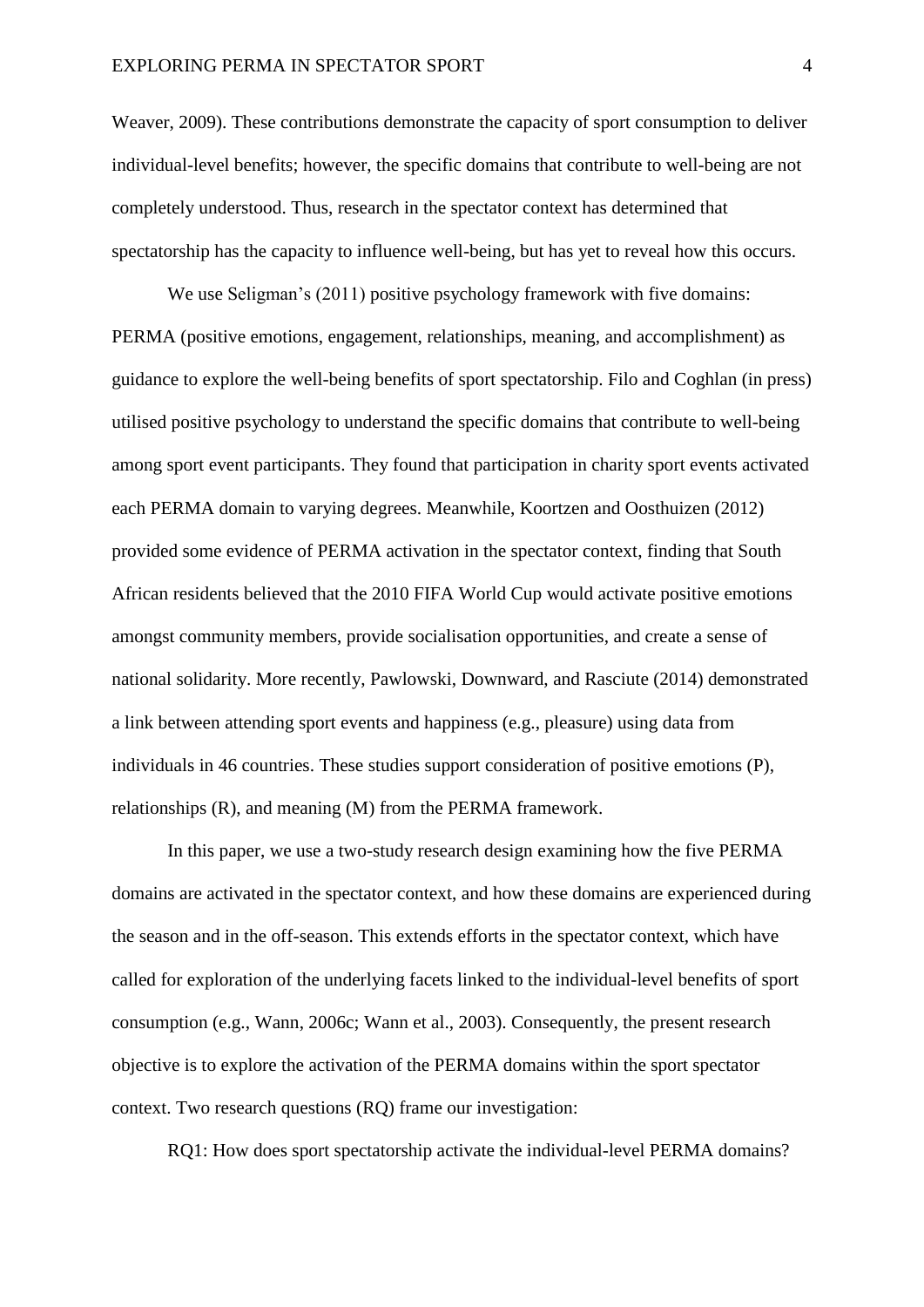Weaver, 2009). These contributions demonstrate the capacity of sport consumption to deliver individual-level benefits; however, the specific domains that contribute to well-being are not completely understood. Thus, research in the spectator context has determined that spectatorship has the capacity to influence well-being, but has yet to reveal how this occurs.

We use Seligman's (2011) positive psychology framework with five domains: PERMA (positive emotions, engagement, relationships, meaning, and accomplishment) as guidance to explore the well-being benefits of sport spectatorship. Filo and Coghlan (in press) utilised positive psychology to understand the specific domains that contribute to well-being among sport event participants. They found that participation in charity sport events activated each PERMA domain to varying degrees. Meanwhile, Koortzen and Oosthuizen (2012) provided some evidence of PERMA activation in the spectator context, finding that South African residents believed that the 2010 FIFA World Cup would activate positive emotions amongst community members, provide socialisation opportunities, and create a sense of national solidarity. More recently, Pawlowski, Downward, and Rasciute (2014) demonstrated a link between attending sport events and happiness (e.g., pleasure) using data from individuals in 46 countries. These studies support consideration of positive emotions (P), relationships (R), and meaning (M) from the PERMA framework.

In this paper, we use a two-study research design examining how the five PERMA domains are activated in the spectator context, and how these domains are experienced during the season and in the off-season. This extends efforts in the spectator context, which have called for exploration of the underlying facets linked to the individual-level benefits of sport consumption (e.g., Wann, 2006c; Wann et al., 2003). Consequently, the present research objective is to explore the activation of the PERMA domains within the sport spectator context. Two research questions (RQ) frame our investigation:

RQ1: How does sport spectatorship activate the individual-level PERMA domains?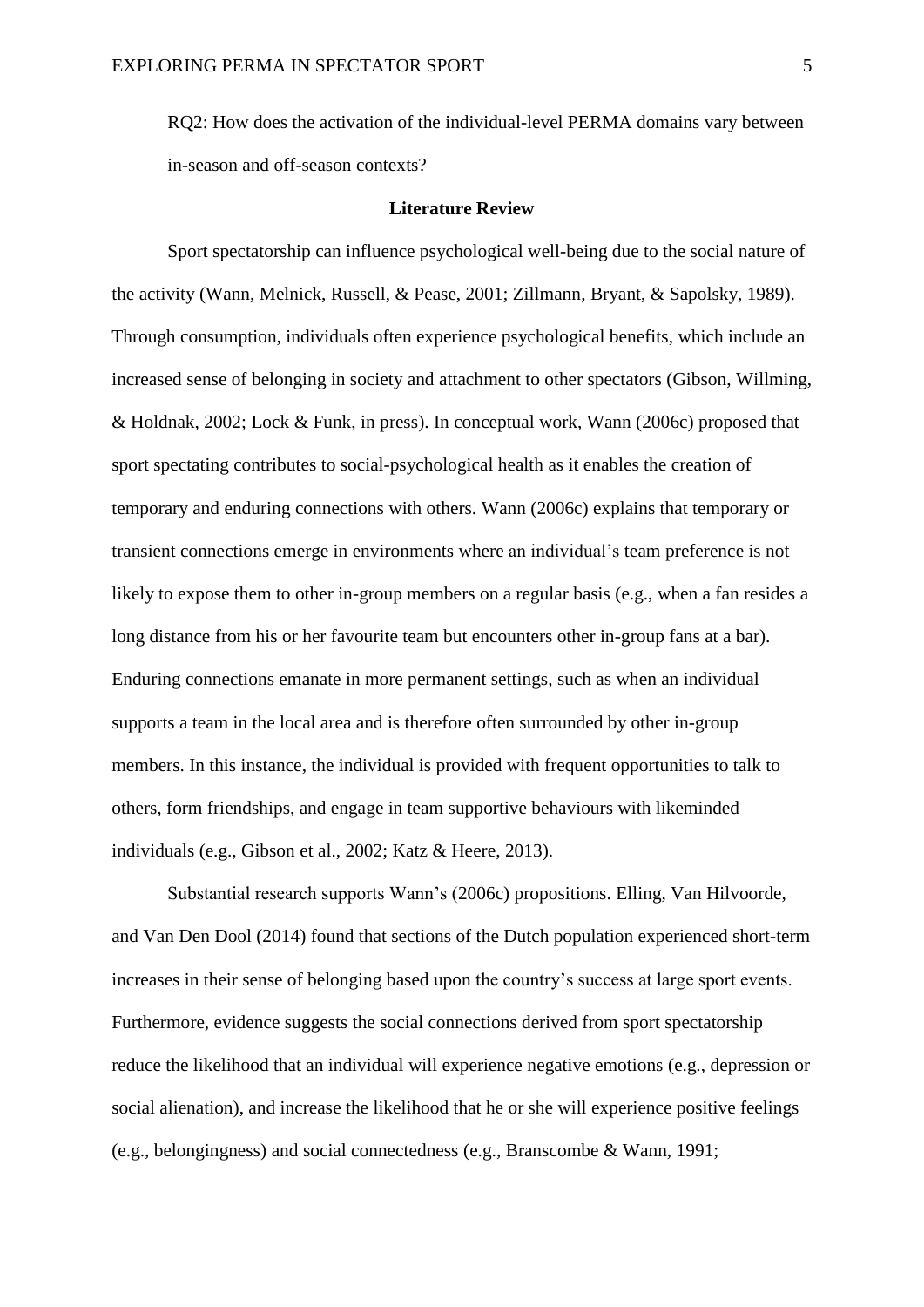RQ2: How does the activation of the individual-level PERMA domains vary between in-season and off-season contexts?

## Literature Review

Sport spectatorship can influence psychological well-being due to the social nature of the activity (Wann, Melnick, Russell, & Pease, 2001; Zillmann, Bryant, & Sapolsky, 1989). Through consumption, individuals often experience psychological benefits, which include an increased sense of belonging in society and attachment to other spectators (Gibson, Willming, & Holdnak, 2002; Lock & Funk, in press). In conceptual work, Wann (2006c) proposed that sport spectating contributes to social-psychological health as it enables the creation of temporary and enduring connections with others. Wann (2006c) explains that temporary or transient connections emerge in environments where an individual's team preference is not likely to expose them to other in-group members on a regular basis (e.g., when a fan resides a long distance from his or her favourite team but encounters other in-group fans at a bar). Enduring connections emanate in more permanent settings, such as when an individual supports a team in the local area and is therefore often surrounded by other in-group members. In this instance, the individual is provided with frequent opportunities to talk to others, form friendships, and engage in team supportive behaviours with likeminded individuals (e.g., Gibson et al., 2002; Katz & Heere, 2013).

Substantial research supports Wann's (2006c) propositions. Elling, Van Hilvoorde, and Van Den Dool (2014) found that sections of the Dutch population experienced short-term increases in their sense of belonging based upon the country's success at large sport events. Furthermore, evidence suggests the social connections derived from sport spectatorship reduce the likelihood that an individual will experience negative emotions (e.g., depression or social alienation), and increase the likelihood that he or she will experience positive feelings (e.g., belongingness) and social connectedness (e.g., Branscombe & Wann, 1991;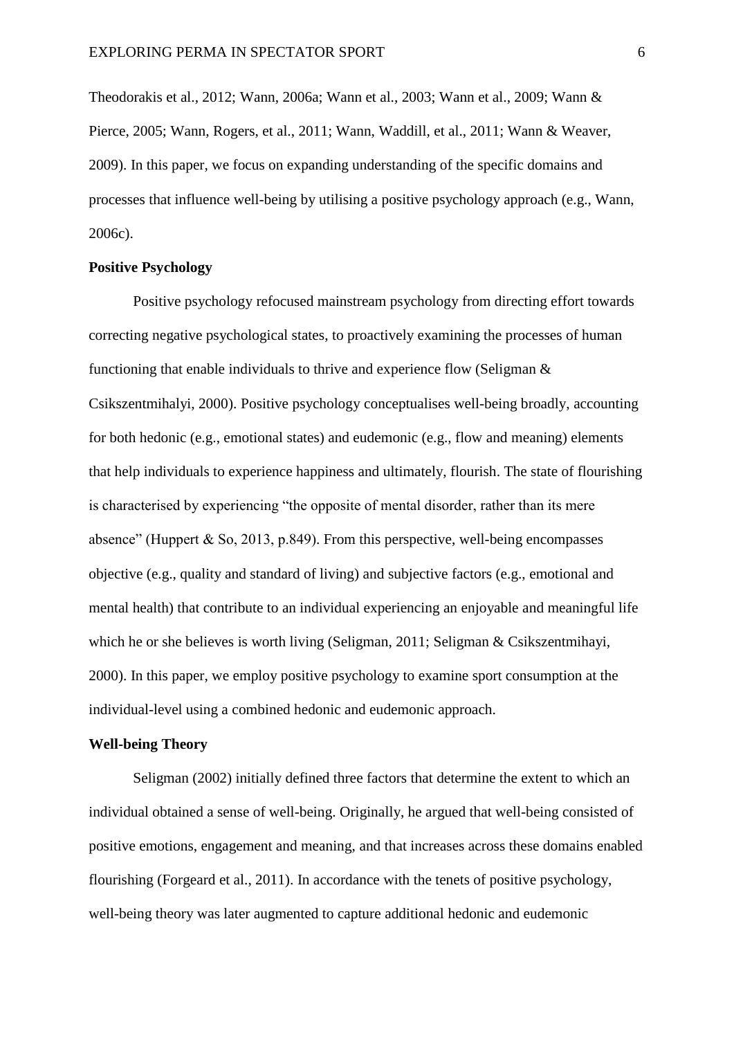Theodorakis et al., 2012; Wann, 2006a; Wann et al., 2003; Wann et al., 2009; Wann & Pierce, 2005; Wann, Rogers, et al., 2011; Wann, Waddill, et al., 2011; Wann & Weaver, 2009). In this paper, we focus on expanding understanding of the specific domains and processes that influence well-being by utilising a positive psychology approach (e.g., Wann, 2006c).

**Positive Psychology**

Positive psychology refocused mainstream psychology from directing effort towards correcting negative psychological states, to proactively examining the processes of human functioning that enable individuals to thrive and experience flow (Seligman & Csikszentmihalyi, 2000). Positive psychology conceptualises well-being broadly, accounting for both hedonic (e.g., emotional states) and eudemonic (e.g., flow and meaning) elements that help individuals to experience happiness and ultimately, flourish. The state of flourishing is characterised by experiencing "the opposite of mental disorder, rather than its mere absence" (Huppert & So, 2013, p.849). From this perspective, well-being encompasses objective (e.g., quality and standard of living) and subjective factors (e.g., emotional and mental health) that contribute to an individual experiencing an enjoyable and meaningful life which he or she believes is worth living (Seligman, 2011; Seligman & Csikszentmihayi, 2000). In this paper, we employ positive psychology to examine sport consumption at the individual-level using a combined hedonic and eudemonic approach.

**Well-being Theory**

Seligman (2002) initially defined three factors that determine the extent to which an individual obtained a sense of well-being. Originally, he argued that well-being consisted of positive emotions, engagement and meaning, and that increases across these domains enabled flourishing (Forgeard et al., 2011). In accordance with the tenets of positive psychology, well-being theory was later augmented to capture additional hedonic and eudemonic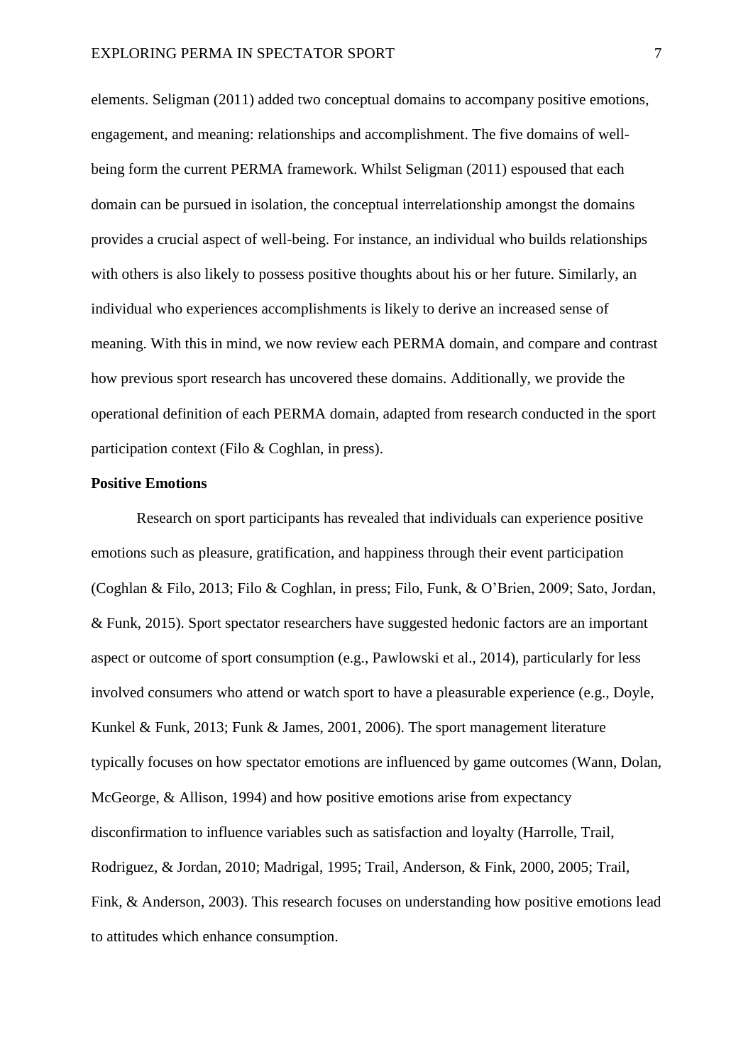elements. Seligman (2011) added two conceptual domains to accompany positive emotions, engagement, and meaning: relationships and accomplishment. The five domains of well-being form the current PERMA framework. Whilst Seligman (2011) espoused that each domain can be pursued in isolation, the conceptual interrelationship amongst the domains provides a crucial aspect of well-being. For instance, an individual who builds relationships with others is also likely to possess positive thoughts about his or her future. Similarly, an individual who experiences accomplishments is likely to derive an increased sense of meaning. With this in mind, we now review each PERMA domain, and compare and contrast how previous sport research has uncovered these domains. Additionally, we provide the operational definition of each PERMA domain, adapted from research conducted in the sport participation context (Filo & Coghlan, in press).

**Positive Emotions**

Research on sport participants has revealed that individuals can experience positive emotions such as pleasure, gratification, and happiness through their event participation (Coghlan & Filo, 2013; Filo & Coghlan, in press; Filo, Funk, & O'Brien, 2009; Sato, Jordan, & Funk, 2015). Sport spectator researchers have suggested hedonic factors are an important aspect or outcome of sport consumption (e.g., Pawlowski et al., 2014), particularly for less involved consumers who attend or watch sport to have a pleasurable experience (e.g., Doyle, Kunkel & Funk, 2013; Funk & James, 2001, 2006). The sport management literature typically focuses on how spectator emotions are influenced by game outcomes (Wann, Dolan, McGeorge, & Allison, 1994) and how positive emotions arise from expectancy disconfirmation to influence variables such as satisfaction and loyalty (Harrolle, Trail, Rodriguez, & Jordan, 2010; Madrigal, 1995; Trail, Anderson, & Fink, 2000, 2005; Trail, Fink, & Anderson, 2003). This research focuses on understanding how positive emotions lead to attitudes which enhance consumption.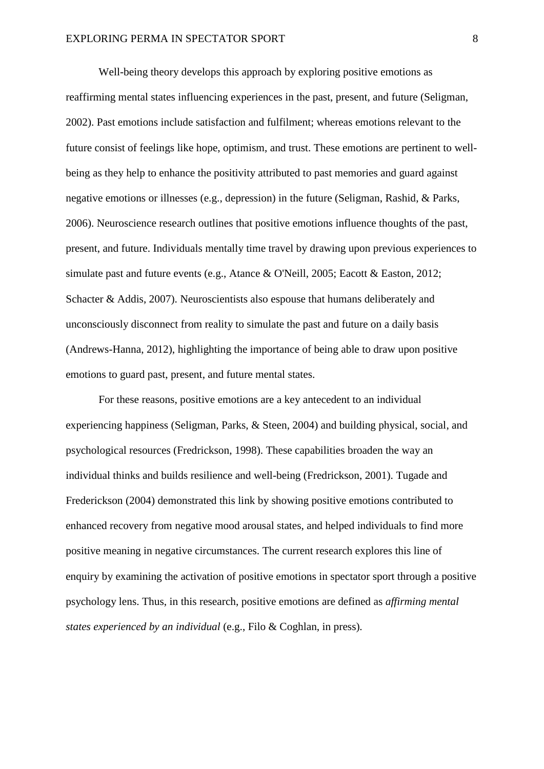Well-being theory develops this approach by exploring positive emotions as reaffirming mental states influencing experiences in the past, present, and future (Seligman, 2002). Past emotions include satisfaction and fulfilment; whereas emotions relevant to the future consist of feelings like hope, optimism, and trust. These emotions are pertinent to well-being as they help to enhance the positivity attributed to past memories and guard against negative emotions or illnesses (e.g., depression) in the future (Seligman, Rashid, & Parks, 2006). Neuroscience research outlines that positive emotions influence thoughts of the past, present, and future. Individuals mentally time travel by drawing upon previous experiences to simulate past and future events (e.g., Atance & O'Neill, 2005; Eacott & Easton, 2012; Schacter & Addis, 2007). Neuroscientists also espouse that humans deliberately and unconsciously disconnect from reality to simulate the past and future on a daily basis (Andrews-Hanna, 2012), highlighting the importance of being able to draw upon positive emotions to guard past, present, and future mental states.

For these reasons, positive emotions are a key antecedent to an individual experiencing happiness (Seligman, Parks, & Steen, 2004) and building physical, social, and psychological resources (Fredrickson, 1998). These capabilities broaden the way an individual thinks and builds resilience and well-being (Fredrickson, 2001). Tugade and Frederickson (2004) demonstrated this link by showing positive emotions contributed to enhanced recovery from negative mood arousal states, and helped individuals to find more positive meaning in negative circumstances. The current research explores this line of enquiry by examining the activation of positive emotions in spectator sport through a positive psychology lens. Thus, in this research, positive emotions are defined as *affirming mental states experienced by an individual* (e.g., Filo & Coghlan, in press).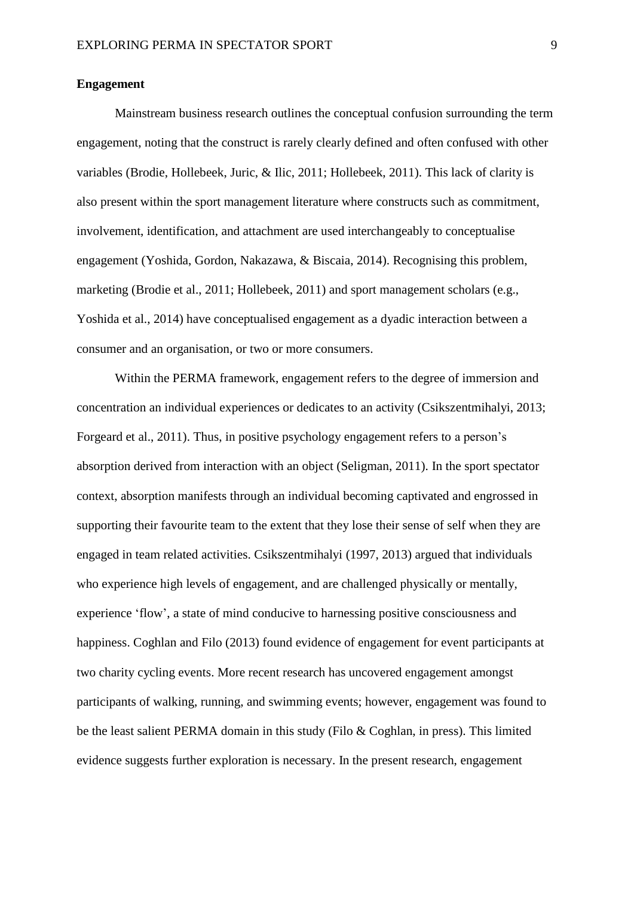**Engagement**

Mainstream business research outlines the conceptual confusion surrounding the term engagement, noting that the construct is rarely clearly defined and often confused with other variables (Brodie, Hollebeek, Juric, & Ilic, 2011; Hollebeek, 2011). This lack of clarity is also present within the sport management literature where constructs such as commitment, involvement, identification, and attachment are used interchangeably to conceptualise engagement (Yoshida, Gordon, Nakazawa, & Biscaia, 2014). Recognising this problem, marketing (Brodie et al., 2011; Hollebeek, 2011) and sport management scholars (e.g., Yoshida et al., 2014) have conceptualised engagement as a dyadic interaction between a consumer and an organisation, or two or more consumers.

Within the PERMA framework, engagement refers to the degree of immersion and concentration an individual experiences or dedicates to an activity (Csikszentmihalyi, 2013; Forgeard et al., 2011). Thus, in positive psychology engagement refers to a person's absorption derived from interaction with an object (Seligman, 2011). In the sport spectator context, absorption manifests through an individual becoming captivated and engrossed in supporting their favourite team to the extent that they lose their sense of self when they are engaged in team related activities. Csikszentmihalyi (1997, 2013) argued that individuals who experience high levels of engagement, and are challenged physically or mentally, experience 'flow', a state of mind conducive to harnessing positive consciousness and happiness. Coghlan and Filo (2013) found evidence of engagement for event participants at two charity cycling events. More recent research has uncovered engagement amongst participants of walking, running, and swimming events; however, engagement was found to be the least salient PERMA domain in this study (Filo & Coghlan, in press). This limited evidence suggests further exploration is necessary. In the present research, engagement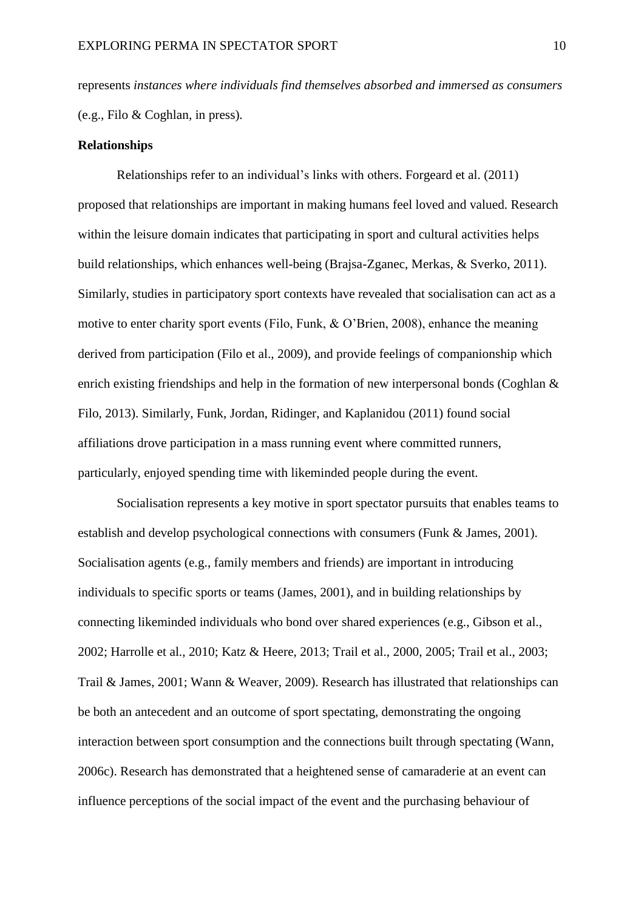represents *instances where individuals find themselves absorbed and immersed as consumers* (e.g., Filo & Coghlan, in press).

**Relationships**

Relationships refer to an individual's links with others. Forgeard et al. (2011) proposed that relationships are important in making humans feel loved and valued. Research within the leisure domain indicates that participating in sport and cultural activities helps build relationships, which enhances well-being (Brajsa-Zganec, Merkas, & Sverko, 2011). Similarly, studies in participatory sport contexts have revealed that socialisation can act as a motive to enter charity sport events (Filo, Funk, & O'Brien, 2008), enhance the meaning derived from participation (Filo et al., 2009), and provide feelings of companionship which enrich existing friendships and help in the formation of new interpersonal bonds (Coghlan & Filo, 2013). Similarly, Funk, Jordan, Ridinger, and Kaplanidou (2011) found social affiliations drove participation in a mass running event where committed runners, particularly, enjoyed spending time with likeminded people during the event.

Socialisation represents a key motive in sport spectator pursuits that enables teams to establish and develop psychological connections with consumers (Funk & James, 2001). Socialisation agents (e.g., family members and friends) are important in introducing individuals to specific sports or teams (James, 2001), and in building relationships by connecting likeminded individuals who bond over shared experiences (e.g., Gibson et al., 2002; Harrolle et al., 2010; Katz & Heere, 2013; Trail et al., 2000, 2005; Trail et al., 2003; Trail & James, 2001; Wann & Weaver, 2009). Research has illustrated that relationships can be both an antecedent and an outcome of sport spectating, demonstrating the ongoing interaction between sport consumption and the connections built through spectating (Wann, 2006c). Research has demonstrated that a heightened sense of camaraderie at an event can influence perceptions of the social impact of the event and the purchasing behaviour of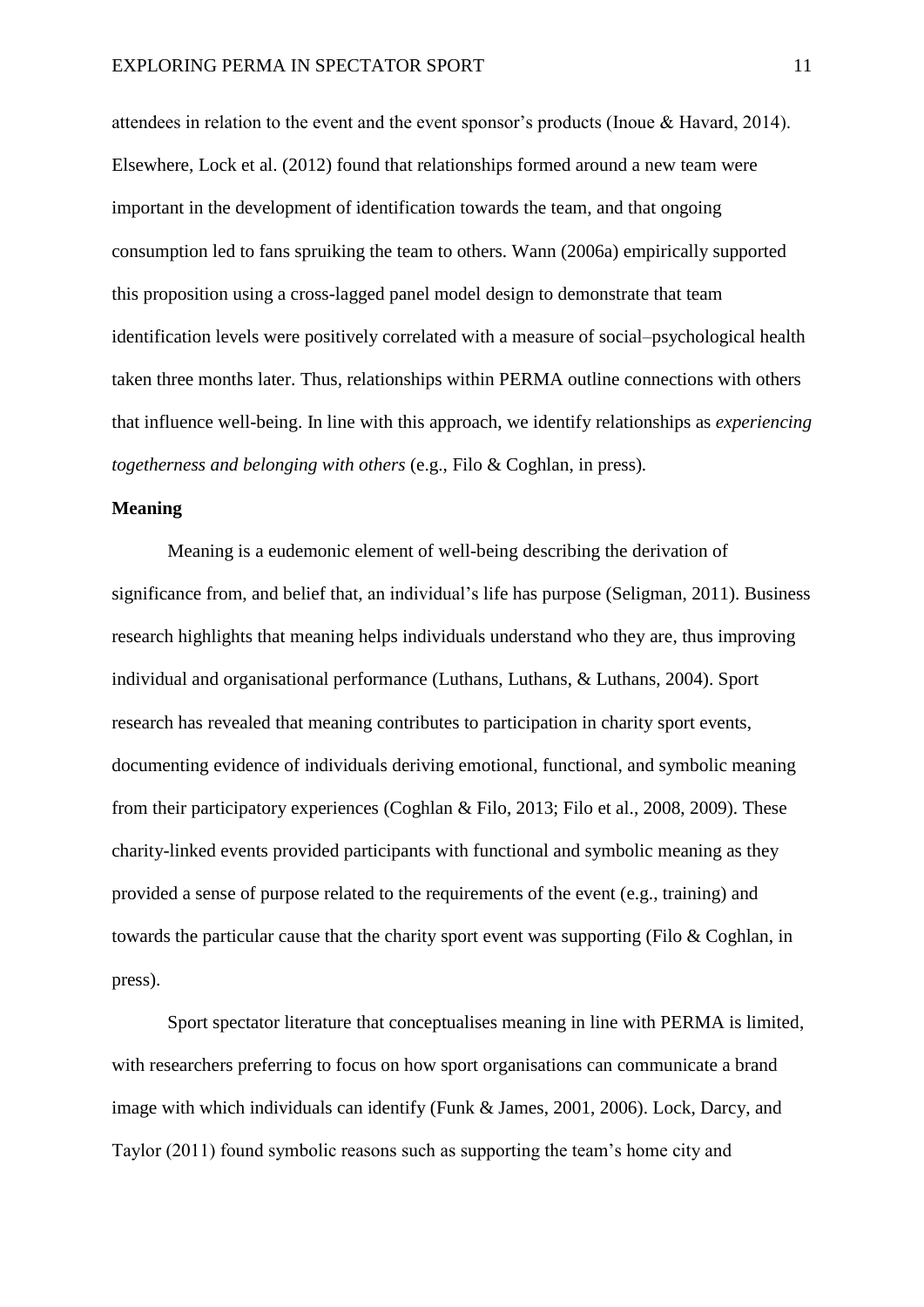attendees in relation to the event and the event sponsor's products (Inoue & Havard, 2014). Elsewhere, Lock et al. (2012) found that relationships formed around a new team were important in the development of identification towards the team, and that ongoing consumption led to fans spruiking the team to others. Wann (2006a) empirically supported this proposition using a cross-lagged panel model design to demonstrate that team identification levels were positively correlated with a measure of social–psychological health taken three months later. Thus, relationships within PERMA outline connections with others that influence well-being. In line with this approach, we identify relationships as *experiencing togetherness and belonging with others* (e.g., Filo & Coghlan, in press).

**Meaning**

Meaning is a eudemonic element of well-being describing the derivation of significance from, and belief that, an individual's life has purpose (Seligman, 2011). Business research highlights that meaning helps individuals understand who they are, thus improving individual and organisational performance (Luthans, Luthans, & Luthans, 2004). Sport research has revealed that meaning contributes to participation in charity sport events, documenting evidence of individuals deriving emotional, functional, and symbolic meaning from their participatory experiences (Coghlan & Filo, 2013; Filo et al., 2008, 2009). These charity-linked events provided participants with functional and symbolic meaning as they provided a sense of purpose related to the requirements of the event (e.g., training) and towards the particular cause that the charity sport event was supporting (Filo & Coghlan, in press).

Sport spectator literature that conceptualises meaning in line with PERMA is limited, with researchers preferring to focus on how sport organisations can communicate a brand image with which individuals can identify (Funk & James, 2001, 2006). Lock, Darcy, and Taylor (2011) found symbolic reasons such as supporting the team's home city and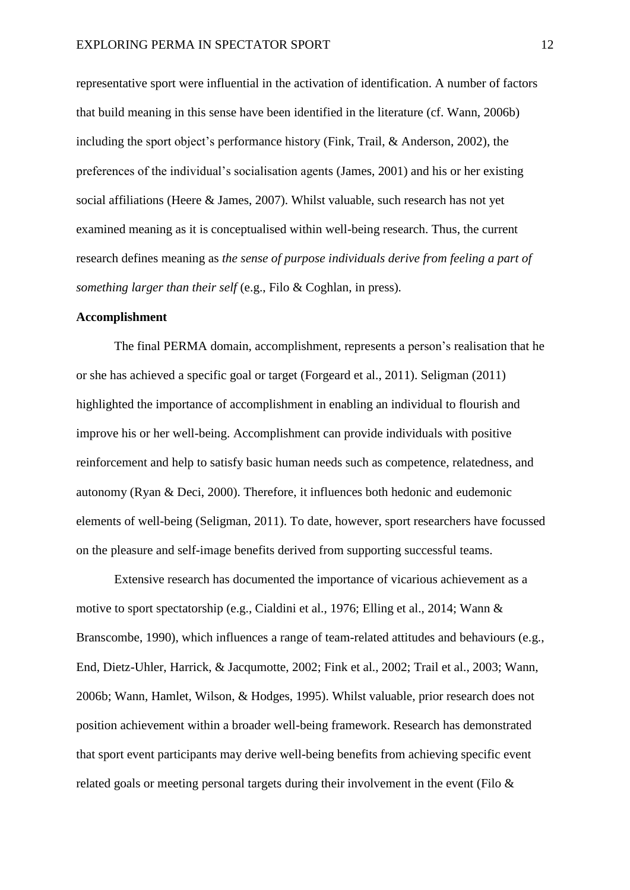representative sport were influential in the activation of identification. A number of factors that build meaning in this sense have been identified in the literature (cf. Wann, 2006b) including the sport object's performance history (Fink, Trail, & Anderson, 2002), the preferences of the individual's socialisation agents (James, 2001) and his or her existing social affiliations (Heere & James, 2007). Whilst valuable, such research has not yet examined meaning as it is conceptualised within well-being research. Thus, the current research defines meaning as *the sense of purpose individuals derive from feeling a part of something larger than their self* (e.g., Filo & Coghlan, in press).

**Accomplishment**

The final PERMA domain, accomplishment, represents a person's realisation that he or she has achieved a specific goal or target (Forgeard et al., 2011). Seligman (2011) highlighted the importance of accomplishment in enabling an individual to flourish and improve his or her well-being. Accomplishment can provide individuals with positive reinforcement and help to satisfy basic human needs such as competence, relatedness, and autonomy (Ryan & Deci, 2000). Therefore, it influences both hedonic and eudemonic elements of well-being (Seligman, 2011). To date, however, sport researchers have focussed on the pleasure and self-image benefits derived from supporting successful teams.

Extensive research has documented the importance of vicarious achievement as a motive to sport spectatorship (e.g., Cialdini et al., 1976; Elling et al., 2014; Wann & Branscombe, 1990), which influences a range of team-related attitudes and behaviours (e.g., End, Dietz-Uhler, Harrick, & Jacqumotte, 2002; Fink et al., 2002; Trail et al., 2003; Wann, 2006b; Wann, Hamlet, Wilson, & Hodges, 1995). Whilst valuable, prior research does not position achievement within a broader well-being framework. Research has demonstrated that sport event participants may derive well-being benefits from achieving specific event related goals or meeting personal targets during their involvement in the event (Filo &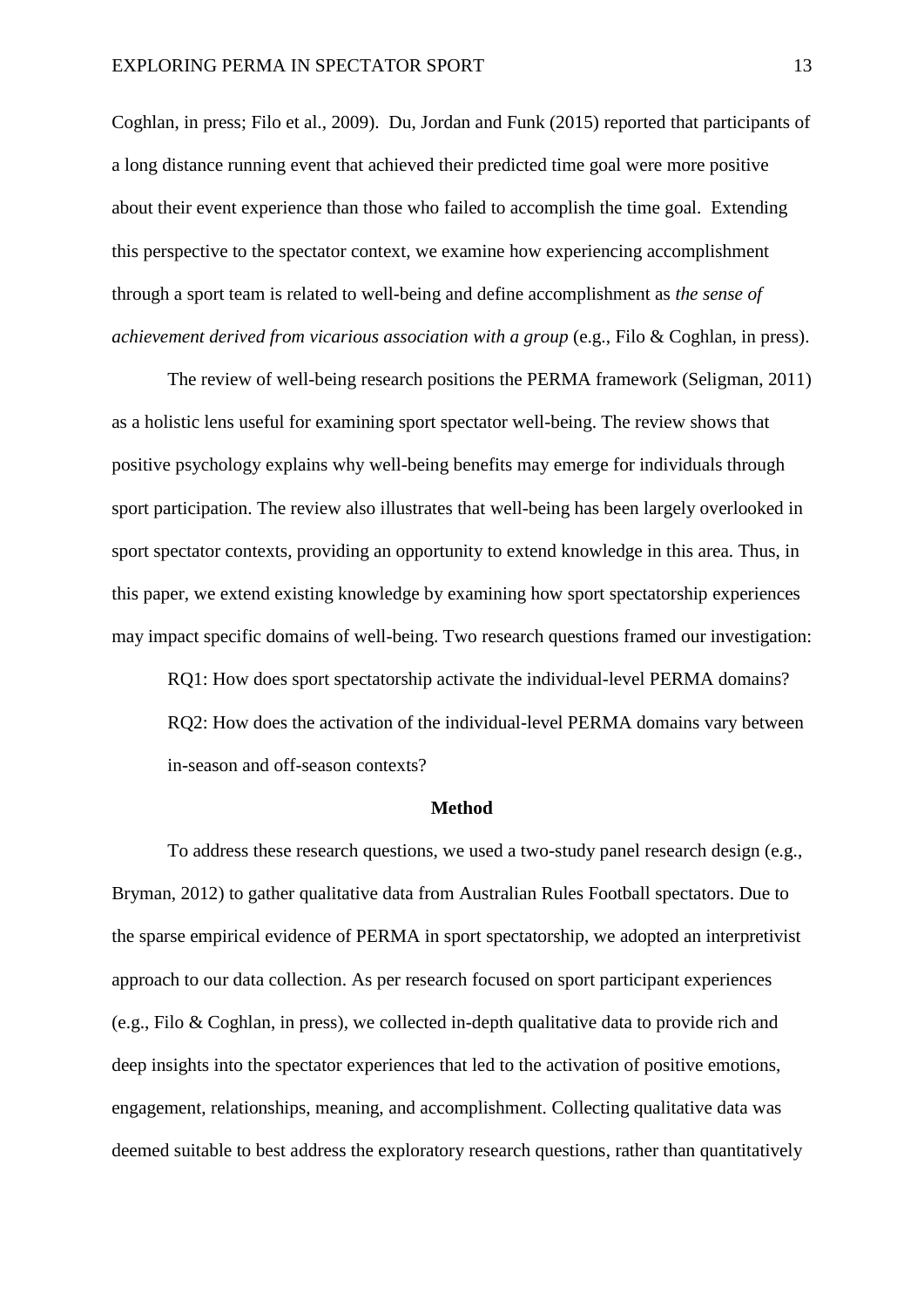Coghlan, in press; Filo et al., 2009). Du, Jordan and Funk (2015) reported that participants of a long distance running event that achieved their predicted time goal were more positive about their event experience than those who failed to accomplish the time goal. Extending this perspective to the spectator context, we examine how experiencing accomplishment through a sport team is related to well-being and define accomplishment as *the sense of achievement derived from vicarious association with a group* (e.g., Filo & Coghlan, in press).

The review of well-being research positions the PERMA framework (Seligman, 2011) as a holistic lens useful for examining sport spectator well-being. The review shows that positive psychology explains why well-being benefits may emerge for individuals through sport participation. The review also illustrates that well-being has been largely overlooked in sport spectator contexts, providing an opportunity to extend knowledge in this area. Thus, in this paper, we extend existing knowledge by examining how sport spectatorship experiences may impact specific domains of well-being. Two research questions framed our investigation:

RQ1: How does sport spectatorship activate the individual-level PERMA domains?

RQ2: How does the activation of the individual-level PERMA domains vary between in-season and off-season contexts?

## Method

To address these research questions, we used a two-study panel research design (e.g., Bryman, 2012) to gather qualitative data from Australian Rules Football spectators. Due to the sparse empirical evidence of PERMA in sport spectatorship, we adopted an interpretivist approach to our data collection. As per research focused on sport participant experiences (e.g., Filo & Coghlan, in press), we collected in-depth qualitative data to provide rich and deep insights into the spectator experiences that led to the activation of positive emotions, engagement, relationships, meaning, and accomplishment. Collecting qualitative data was deemed suitable to best address the exploratory research questions, rather than quantitatively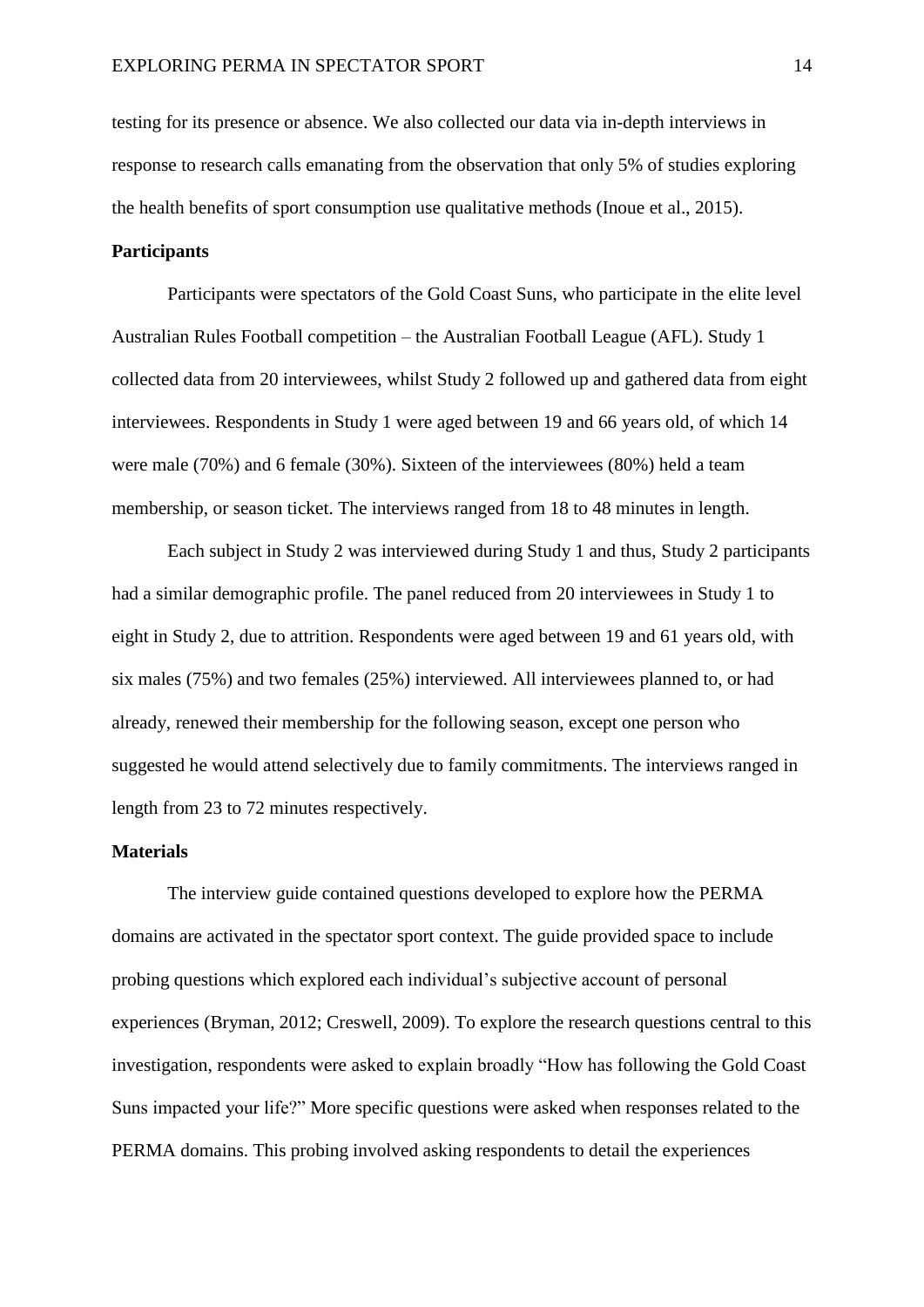testing for its presence or absence. We also collected our data via in-depth interviews in response to research calls emanating from the observation that only 5% of studies exploring the health benefits of sport consumption use qualitative methods (Inoue et al., 2015).

**Participants**

Participants were spectators of the Gold Coast Suns, who participate in the elite level Australian Rules Football competition – the Australian Football League (AFL). Study 1 collected data from 20 interviewees, whilst Study 2 followed up and gathered data from eight interviewees. Respondents in Study 1 were aged between 19 and 66 years old, of which 14 were male (70%) and 6 female (30%). Sixteen of the interviewees (80%) held a team membership, or season ticket. The interviews ranged from 18 to 48 minutes in length.

Each subject in Study 2 was interviewed during Study 1 and thus, Study 2 participants had a similar demographic profile. The panel reduced from 20 interviewees in Study 1 to eight in Study 2, due to attrition. Respondents were aged between 19 and 61 years old, with six males (75%) and two females (25%) interviewed. All interviewees planned to, or had already, renewed their membership for the following season, except one person who suggested he would attend selectively due to family commitments. The interviews ranged in length from 23 to 72 minutes respectively.

**Materials**

The interview guide contained questions developed to explore how the PERMA domains are activated in the spectator sport context. The guide provided space to include probing questions which explored each individual's subjective account of personal experiences (Bryman, 2012; Creswell, 2009). To explore the research questions central to this investigation, respondents were asked to explain broadly "How has following the Gold Coast Suns impacted your life?" More specific questions were asked when responses related to the PERMA domains. This probing involved asking respondents to detail the experiences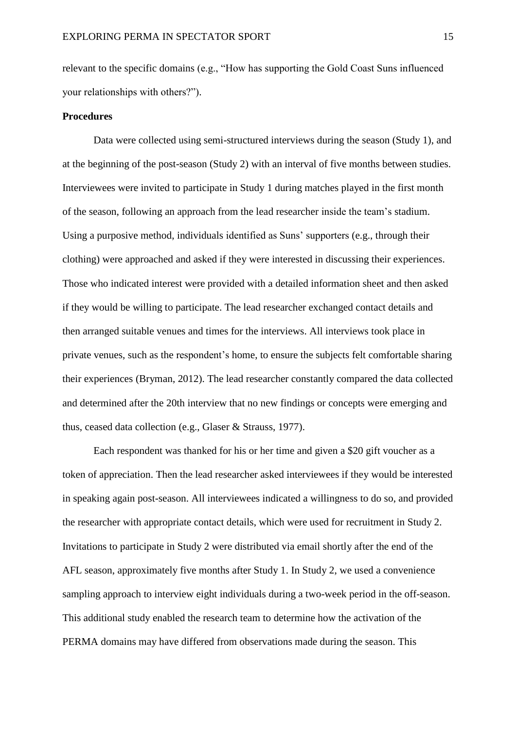relevant to the specific domains (e.g., "How has supporting the Gold Coast Suns influenced your relationships with others?").

**Procedures**

Data were collected using semi-structured interviews during the season (Study 1), and at the beginning of the post-season (Study 2) with an interval of five months between studies. Interviewees were invited to participate in Study 1 during matches played in the first month of the season, following an approach from the lead researcher inside the team's stadium. Using a purposive method, individuals identified as Suns' supporters (e.g., through their clothing) were approached and asked if they were interested in discussing their experiences. Those who indicated interest were provided with a detailed information sheet and then asked if they would be willing to participate. The lead researcher exchanged contact details and then arranged suitable venues and times for the interviews. All interviews took place in private venues, such as the respondent's home, to ensure the subjects felt comfortable sharing their experiences (Bryman, 2012). The lead researcher constantly compared the data collected and determined after the 20th interview that no new findings or concepts were emerging and thus, ceased data collection (e.g., Glaser & Strauss, 1977).

Each respondent was thanked for his or her time and given a $20 gift voucher as a token of appreciation. Then the lead researcher asked interviewees if they would be interested in speaking again post-season. All interviewees indicated a willingness to do so, and provided the researcher with appropriate contact details, which were used for recruitment in Study 2. Invitations to participate in Study 2 were distributed via email shortly after the end of the AFL season, approximately five months after Study 1. In Study 2, we used a convenience sampling approach to interview eight individuals during a two-week period in the off-season. This additional study enabled the research team to determine how the activation of the PERMA domains may have differed from observations made during the season. This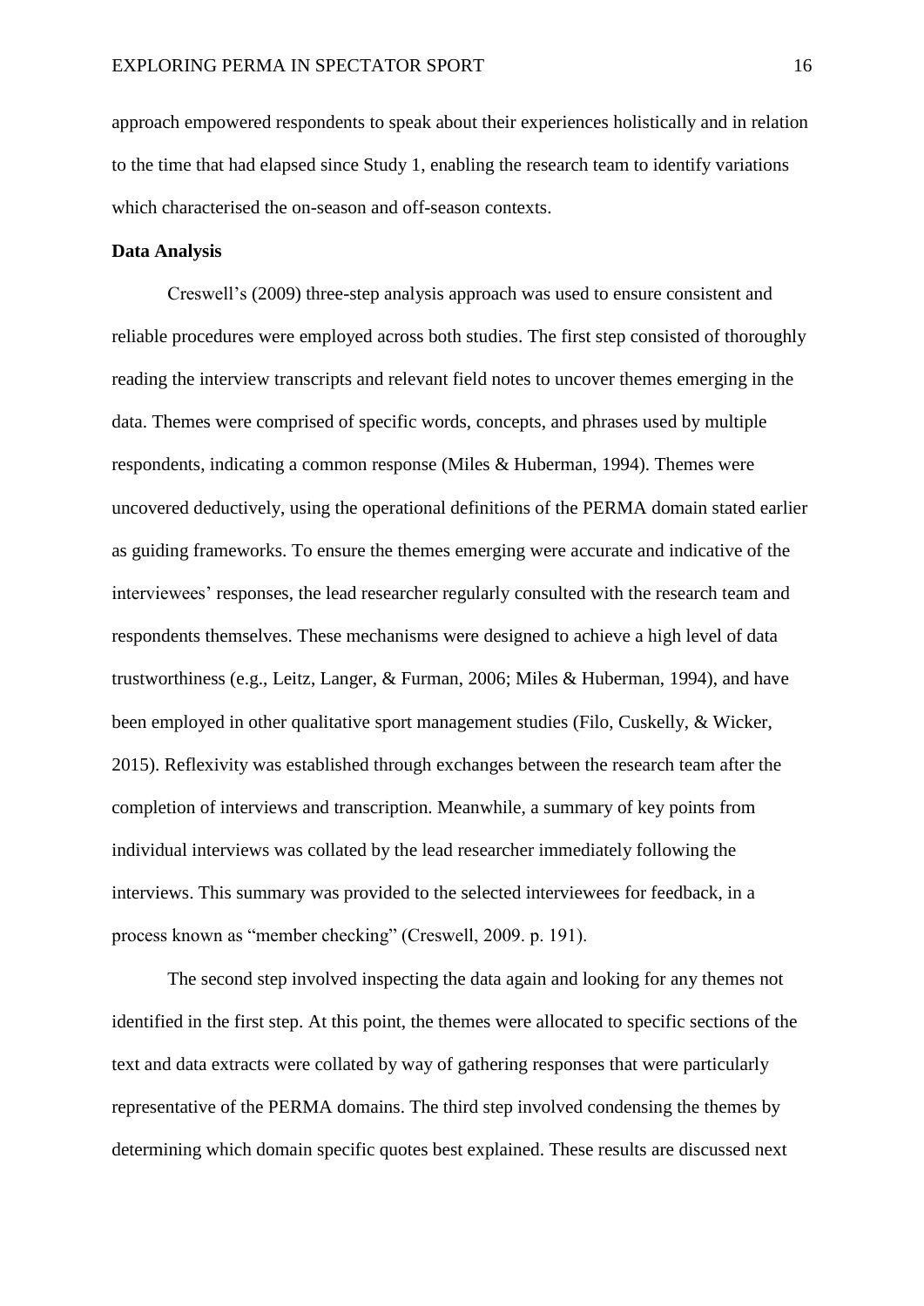approach empowered respondents to speak about their experiences holistically and in relation to the time that had elapsed since Study 1, enabling the research team to identify variations which characterised the on-season and off-season contexts.

**Data Analysis**

Creswell's (2009) three-step analysis approach was used to ensure consistent and reliable procedures were employed across both studies. The first step consisted of thoroughly reading the interview transcripts and relevant field notes to uncover themes emerging in the data. Themes were comprised of specific words, concepts, and phrases used by multiple respondents, indicating a common response (Miles & Huberman, 1994). Themes were uncovered deductively, using the operational definitions of the PERMA domain stated earlier as guiding frameworks. To ensure the themes emerging were accurate and indicative of the interviewees' responses, the lead researcher regularly consulted with the research team and respondents themselves. These mechanisms were designed to achieve a high level of data trustworthiness (e.g., Leitz, Langer, & Furman, 2006; Miles & Huberman, 1994), and have been employed in other qualitative sport management studies (Filo, Cuskelly, & Wicker, 2015). Reflexivity was established through exchanges between the research team after the completion of interviews and transcription. Meanwhile, a summary of key points from individual interviews was collated by the lead researcher immediately following the interviews. This summary was provided to the selected interviewees for feedback, in a process known as "member checking" (Creswell, 2009. p. 191).

The second step involved inspecting the data again and looking for any themes not identified in the first step. At this point, the themes were allocated to specific sections of the text and data extracts were collated by way of gathering responses that were particularly representative of the PERMA domains. The third step involved condensing the themes by determining which domain specific quotes best explained. These results are discussed next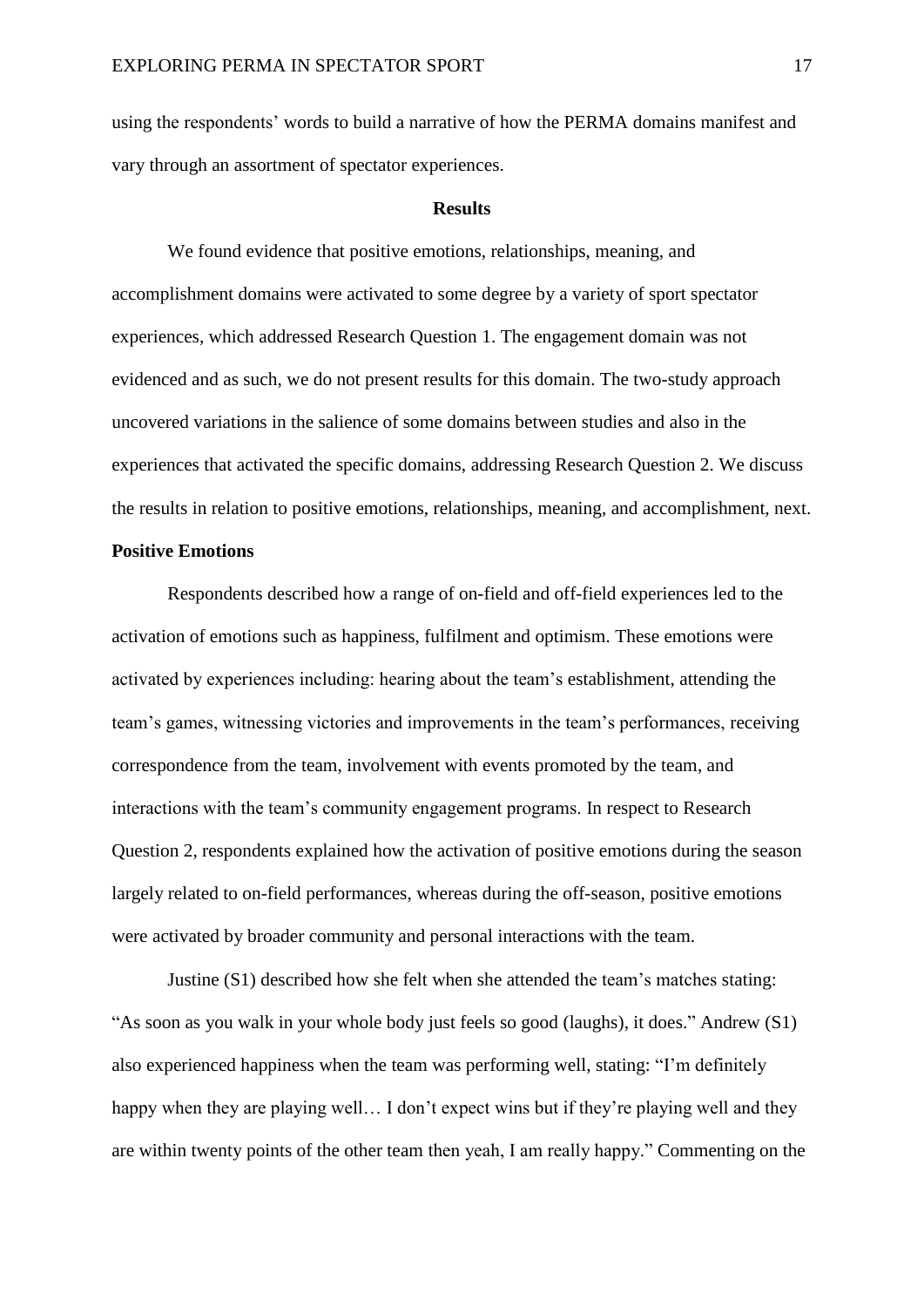using the respondents' words to build a narrative of how the PERMA domains manifest and vary through an assortment of spectator experiences.

## Results

We found evidence that positive emotions, relationships, meaning, and accomplishment domains were activated to some degree by a variety of sport spectator experiences, which addressed Research Question 1. The engagement domain was not evidenced and as such, we do not present results for this domain. The two-study approach uncovered variations in the salience of some domains between studies and also in the experiences that activated the specific domains, addressing Research Question 2. We discuss the results in relation to positive emotions, relationships, meaning, and accomplishment, next.

### Positive Emotions

Respondents described how a range of on-field and off-field experiences led to the activation of emotions such as happiness, fulfilment and optimism. These emotions were activated by experiences including: hearing about the team's establishment, attending the team's games, witnessing victories and improvements in the team's performances, receiving correspondence from the team, involvement with events promoted by the team, and interactions with the team's community engagement programs. In respect to Research Question 2, respondents explained how the activation of positive emotions during the season largely related to on-field performances, whereas during the off-season, positive emotions were activated by broader community and personal interactions with the team.

Justine (S1) described how she felt when she attended the team's matches stating: "As soon as you walk in your whole body just feels so good (laughs), it does." Andrew (S1) also experienced happiness when the team was performing well, stating: "I'm definitely happy when they are playing well… I don't expect wins but if they're playing well and they are within twenty points of the other team then yeah, I am really happy." Commenting on the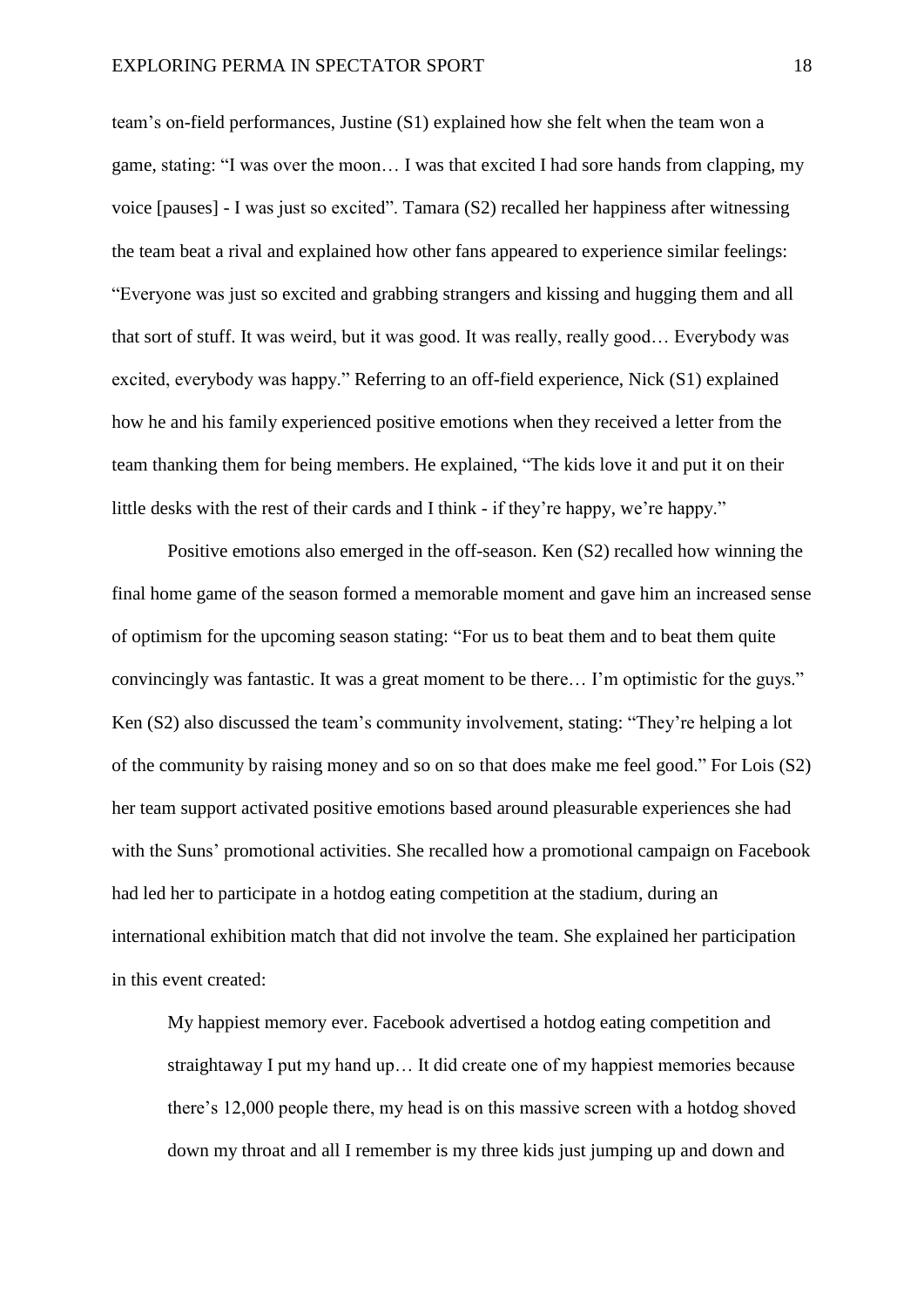team's on-field performances, Justine (S1) explained how she felt when the team won a game, stating: "I was over the moon… I was that excited I had sore hands from clapping, my voice [pauses] - I was just so excited". Tamara (S2) recalled her happiness after witnessing the team beat a rival and explained how other fans appeared to experience similar feelings: "Everyone was just so excited and grabbing strangers and kissing and hugging them and all that sort of stuff. It was weird, but it was good. It was really, really good… Everybody was excited, everybody was happy." Referring to an off-field experience, Nick (S1) explained how he and his family experienced positive emotions when they received a letter from the team thanking them for being members. He explained, "The kids love it and put it on their little desks with the rest of their cards and I think - if they're happy, we're happy."

Positive emotions also emerged in the off-season. Ken (S2) recalled how winning the final home game of the season formed a memorable moment and gave him an increased sense of optimism for the upcoming season stating: "For us to beat them and to beat them quite convincingly was fantastic. It was a great moment to be there… I'm optimistic for the guys." Ken (S2) also discussed the team's community involvement, stating: "They're helping a lot of the community by raising money and so on so that does make me feel good." For Lois (S2) her team support activated positive emotions based around pleasurable experiences she had with the Suns' promotional activities. She recalled how a promotional campaign on Facebook had led her to participate in a hotdog eating competition at the stadium, during an international exhibition match that did not involve the team. She explained her participation in this event created:

> My happiest memory ever. Facebook advertised a hotdog eating competition and straightaway I put my hand up… It did create one of my happiest memories because there's 12,000 people there, my head is on this massive screen with a hotdog shoved down my throat and all I remember is my three kids just jumping up and down and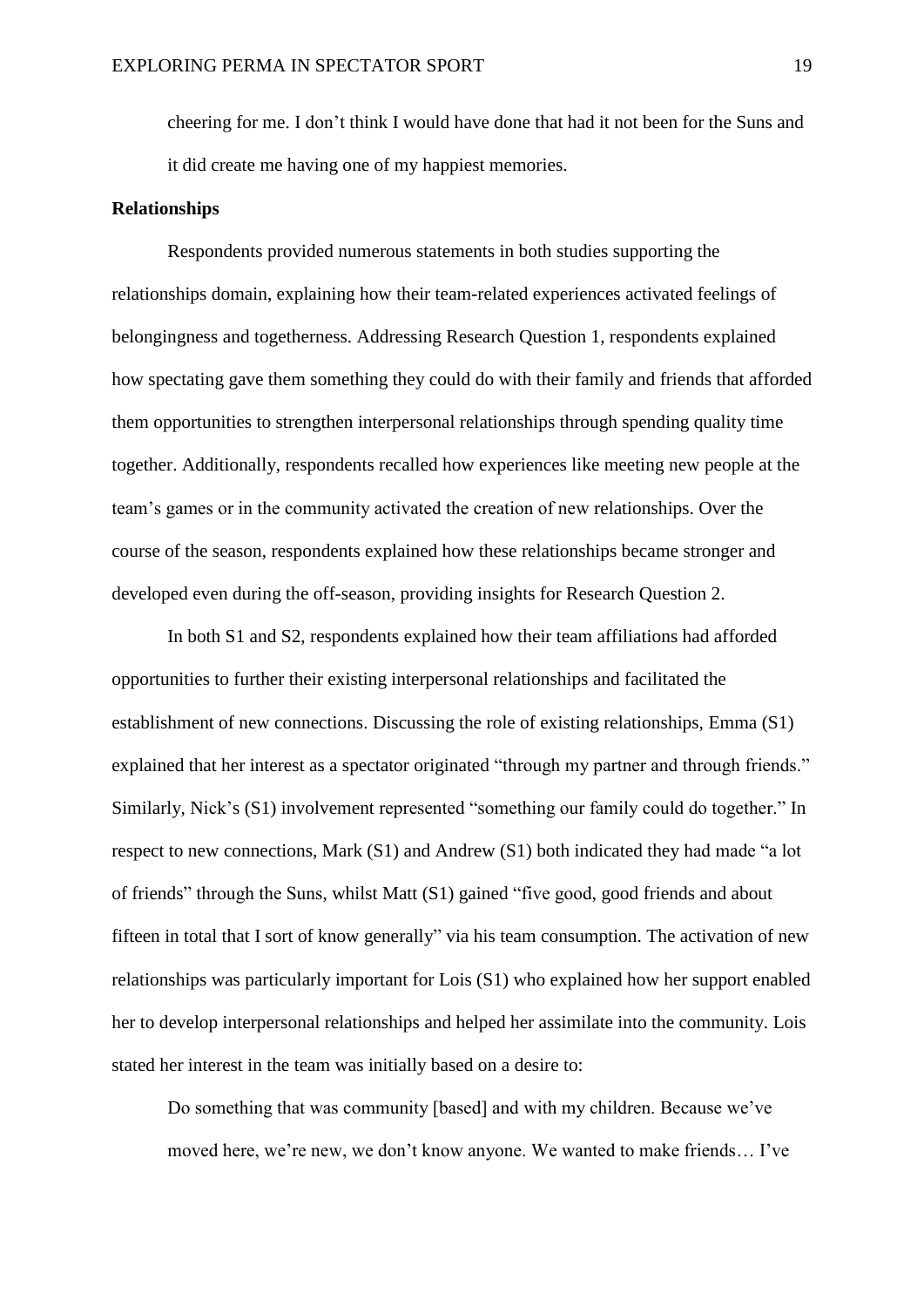> cheering for me. I don't think I would have done that had it not been for the Suns and it did create me having one of my happiest memories.

**Relationships**

Respondents provided numerous statements in both studies supporting the relationships domain, explaining how their team-related experiences activated feelings of belongingness and togetherness. Addressing Research Question 1, respondents explained how spectating gave them something they could do with their family and friends that afforded them opportunities to strengthen interpersonal relationships through spending quality time together. Additionally, respondents recalled how experiences like meeting new people at the team's games or in the community activated the creation of new relationships. Over the course of the season, respondents explained how these relationships became stronger and developed even during the off-season, providing insights for Research Question 2.

In both S1 and S2, respondents explained how their team affiliations had afforded opportunities to further their existing interpersonal relationships and facilitated the establishment of new connections. Discussing the role of existing relationships, Emma (S1) explained that her interest as a spectator originated "through my partner and through friends." Similarly, Nick's (S1) involvement represented "something our family could do together." In respect to new connections, Mark (S1) and Andrew (S1) both indicated they had made "a lot of friends" through the Suns, whilst Matt (S1) gained "five good, good friends and about fifteen in total that I sort of know generally" via his team consumption. The activation of new relationships was particularly important for Lois (S1) who explained how her support enabled her to develop interpersonal relationships and helped her assimilate into the community. Lois stated her interest in the team was initially based on a desire to:

> Do something that was community [based] and with my children. Because we've moved here, we're new, we don't know anyone. We wanted to make friends… I've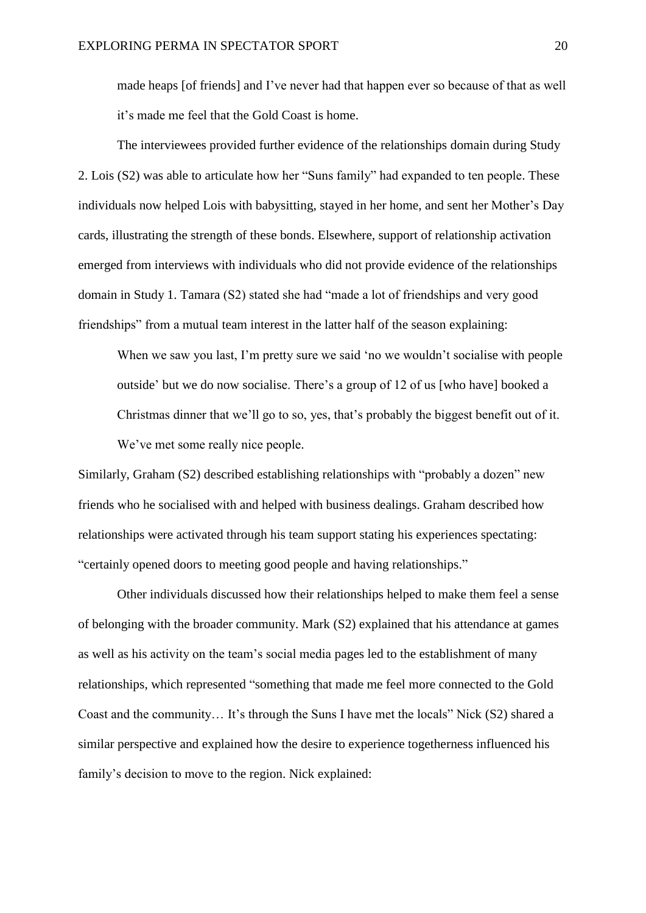> made heaps [of friends] and I've never had that happen ever so because of that as well it's made me feel that the Gold Coast is home.

The interviewees provided further evidence of the relationships domain during Study 2. Lois (S2) was able to articulate how her "Suns family" had expanded to ten people. These individuals now helped Lois with babysitting, stayed in her home, and sent her Mother's Day cards, illustrating the strength of these bonds. Elsewhere, support of relationship activation emerged from interviews with individuals who did not provide evidence of the relationships domain in Study 1. Tamara (S2) stated she had "made a lot of friendships and very good friendships" from a mutual team interest in the latter half of the season explaining:

> When we saw you last, I'm pretty sure we said 'no we wouldn't socialise with people outside' but we do now socialise. There's a group of 12 of us [who have] booked a Christmas dinner that we'll go to so, yes, that's probably the biggest benefit out of it. We've met some really nice people.

Similarly, Graham (S2) described establishing relationships with "probably a dozen" new friends who he socialised with and helped with business dealings. Graham described how relationships were activated through his team support stating his experiences spectating: "certainly opened doors to meeting good people and having relationships."

Other individuals discussed how their relationships helped to make them feel a sense of belonging with the broader community. Mark (S2) explained that his attendance at games as well as his activity on the team's social media pages led to the establishment of many relationships, which represented "something that made me feel more connected to the Gold Coast and the community… It's through the Suns I have met the locals" Nick (S2) shared a similar perspective and explained how the desire to experience togetherness influenced his family's decision to move to the region. Nick explained: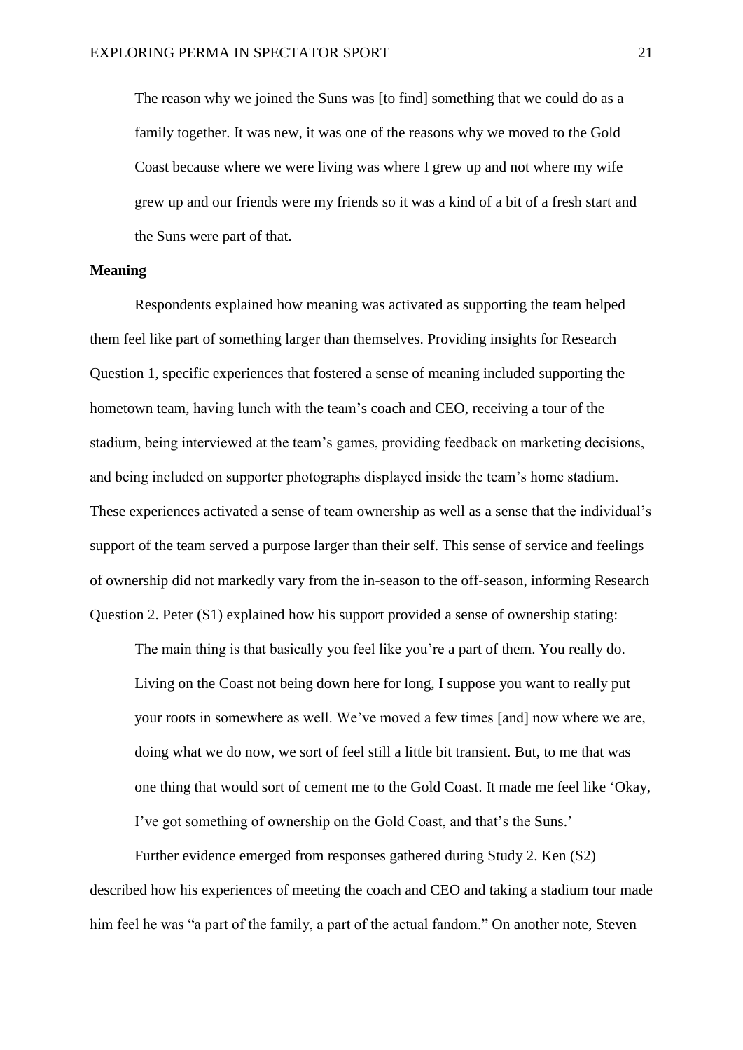> The reason why we joined the Suns was [to find] something that we could do as a family together. It was new, it was one of the reasons why we moved to the Gold Coast because where we were living was where I grew up and not where my wife grew up and our friends were my friends so it was a kind of a bit of a fresh start and the Suns were part of that.

**Meaning**

Respondents explained how meaning was activated as supporting the team helped them feel like part of something larger than themselves. Providing insights for Research Question 1, specific experiences that fostered a sense of meaning included supporting the hometown team, having lunch with the team's coach and CEO, receiving a tour of the stadium, being interviewed at the team's games, providing feedback on marketing decisions, and being included on supporter photographs displayed inside the team's home stadium. These experiences activated a sense of team ownership as well as a sense that the individual's support of the team served a purpose larger than their self. This sense of service and feelings of ownership did not markedly vary from the in-season to the off-season, informing Research Question 2. Peter (S1) explained how his support provided a sense of ownership stating:

> The main thing is that basically you feel like you're a part of them. You really do. Living on the Coast not being down here for long, I suppose you want to really put your roots in somewhere as well. We've moved a few times [and] now where we are, doing what we do now, we sort of feel still a little bit transient. But, to me that was one thing that would sort of cement me to the Gold Coast. It made me feel like 'Okay, I've got something of ownership on the Gold Coast, and that's the Suns.'

Further evidence emerged from responses gathered during Study 2. Ken (S2) described how his experiences of meeting the coach and CEO and taking a stadium tour made him feel he was "a part of the family, a part of the actual fandom." On another note, Steven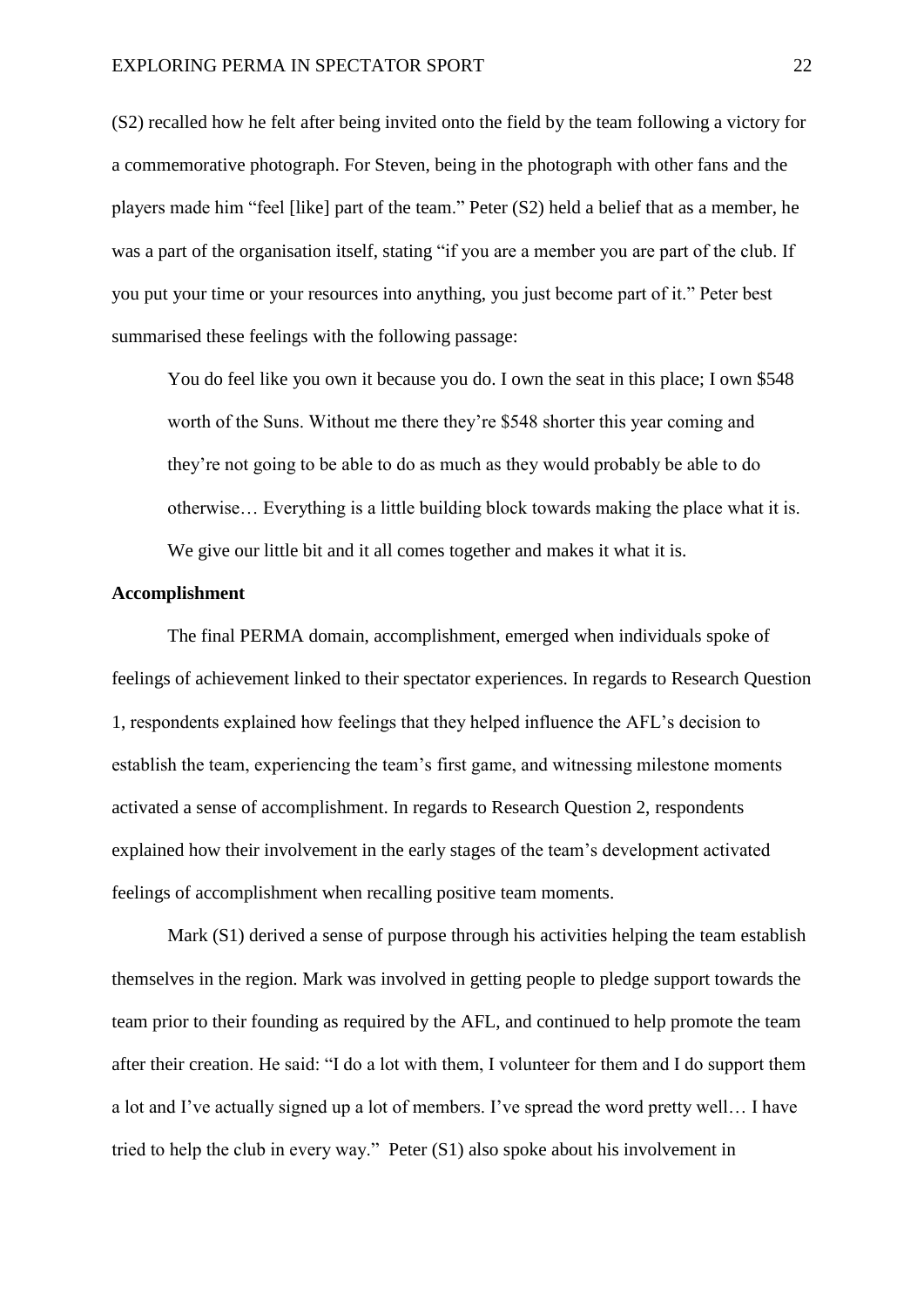(S2) recalled how he felt after being invited onto the field by the team following a victory for a commemorative photograph. For Steven, being in the photograph with other fans and the players made him "feel [like] part of the team." Peter (S2) held a belief that as a member, he was a part of the organisation itself, stating "if you are a member you are part of the club. If you put your time or your resources into anything, you just become part of it." Peter best summarised these feelings with the following passage:

> You do feel like you own it because you do. I own the seat in this place; I own $548 worth of the Suns. Without me there they're $548 shorter this year coming and they're not going to be able to do as much as they would probably be able to do otherwise… Everything is a little building block towards making the place what it is. We give our little bit and it all comes together and makes it what it is.

**Accomplishment**

The final PERMA domain, accomplishment, emerged when individuals spoke of feelings of achievement linked to their spectator experiences. In regards to Research Question 1, respondents explained how feelings that they helped influence the AFL's decision to establish the team, experiencing the team's first game, and witnessing milestone moments activated a sense of accomplishment. In regards to Research Question 2, respondents explained how their involvement in the early stages of the team's development activated feelings of accomplishment when recalling positive team moments.

Mark (S1) derived a sense of purpose through his activities helping the team establish themselves in the region. Mark was involved in getting people to pledge support towards the team prior to their founding as required by the AFL, and continued to help promote the team after their creation. He said: "I do a lot with them, I volunteer for them and I do support them a lot and I've actually signed up a lot of members. I've spread the word pretty well… I have tried to help the club in every way." Peter (S1) also spoke about his involvement in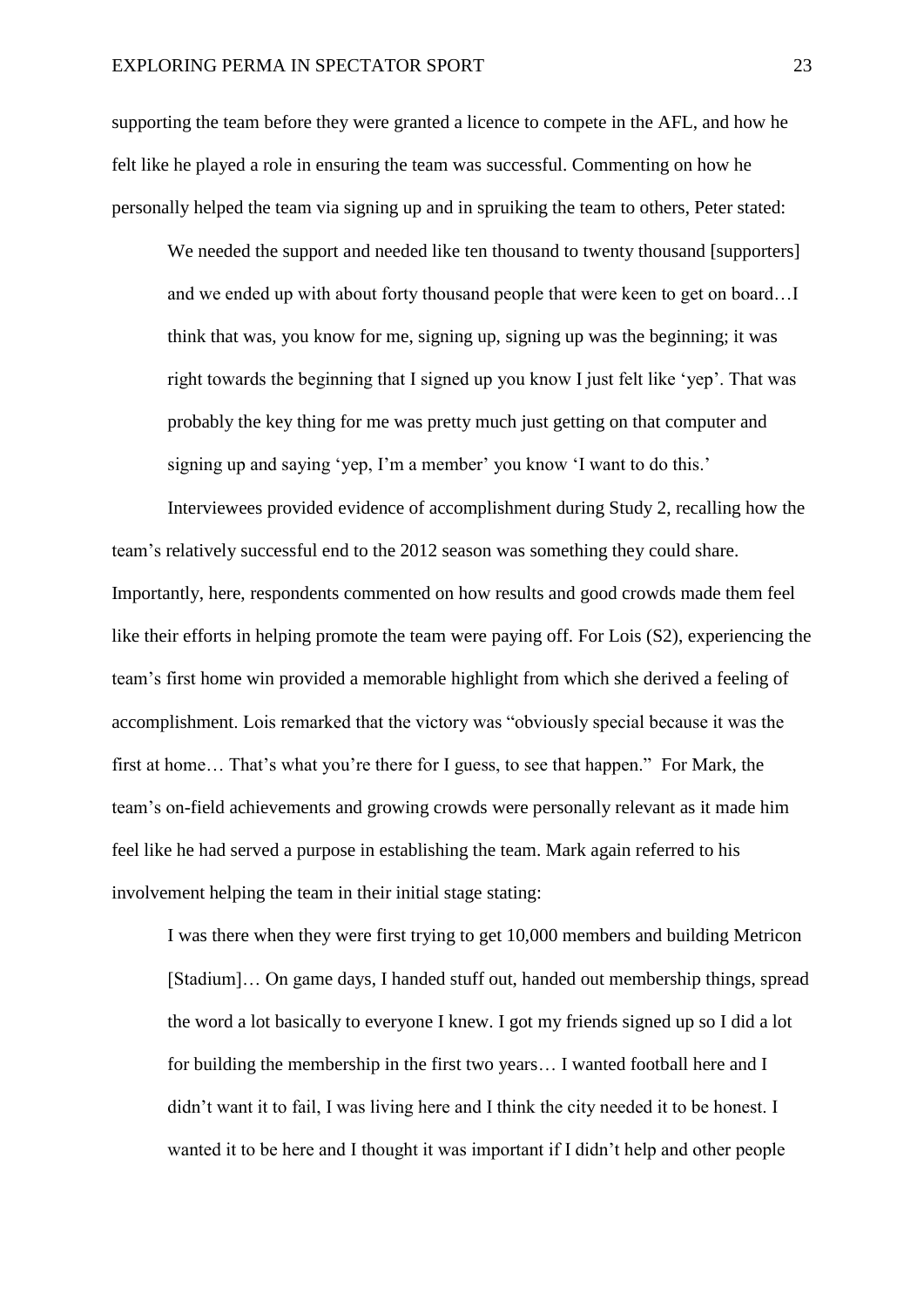supporting the team before they were granted a licence to compete in the AFL, and how he felt like he played a role in ensuring the team was successful. Commenting on how he personally helped the team via signing up and in spruiking the team to others, Peter stated:

> We needed the support and needed like ten thousand to twenty thousand [supporters] and we ended up with about forty thousand people that were keen to get on board…I think that was, you know for me, signing up, signing up was the beginning; it was right towards the beginning that I signed up you know I just felt like 'yep'. That was probably the key thing for me was pretty much just getting on that computer and signing up and saying 'yep, I'm a member' you know 'I want to do this.'

Interviewees provided evidence of accomplishment during Study 2, recalling how the team's relatively successful end to the 2012 season was something they could share. Importantly, here, respondents commented on how results and good crowds made them feel like their efforts in helping promote the team were paying off. For Lois (S2), experiencing the team's first home win provided a memorable highlight from which she derived a feeling of accomplishment. Lois remarked that the victory was "obviously special because it was the first at home… That's what you're there for I guess, to see that happen." For Mark, the team's on-field achievements and growing crowds were personally relevant as it made him feel like he had served a purpose in establishing the team. Mark again referred to his involvement helping the team in their initial stage stating:

> I was there when they were first trying to get 10,000 members and building Metricon [Stadium]… On game days, I handed stuff out, handed out membership things, spread the word a lot basically to everyone I knew. I got my friends signed up so I did a lot for building the membership in the first two years… I wanted football here and I didn't want it to fail, I was living here and I think the city needed it to be honest. I wanted it to be here and I thought it was important if I didn't help and other people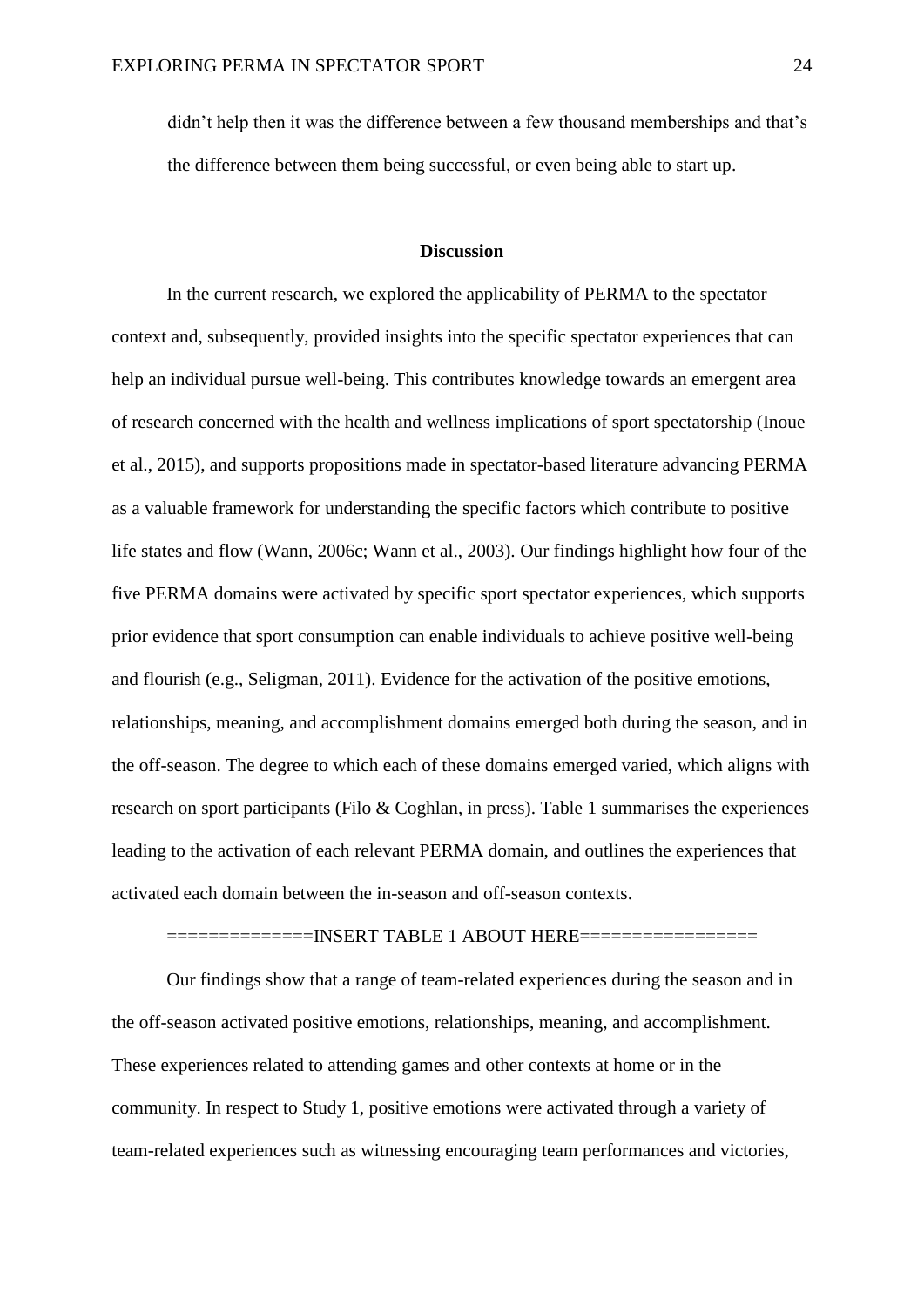didn't help then it was the difference between a few thousand memberships and that's the difference between them being successful, or even being able to start up.

## Discussion

In the current research, we explored the applicability of PERMA to the spectator context and, subsequently, provided insights into the specific spectator experiences that can help an individual pursue well-being. This contributes knowledge towards an emergent area of research concerned with the health and wellness implications of sport spectatorship (Inoue et al., 2015), and supports propositions made in spectator-based literature advancing PERMA as a valuable framework for understanding the specific factors which contribute to positive life states and flow (Wann, 2006c; Wann et al., 2003). Our findings highlight how four of the five PERMA domains were activated by specific sport spectator experiences, which supports prior evidence that sport consumption can enable individuals to achieve positive well-being and flourish (e.g., Seligman, 2011). Evidence for the activation of the positive emotions, relationships, meaning, and accomplishment domains emerged both during the season, and in the off-season. The degree to which each of these domains emerged varied, which aligns with research on sport participants (Filo & Coghlan, in press). Table 1 summarises the experiences leading to the activation of each relevant PERMA domain, and outlines the experiences that activated each domain between the in-season and off-season contexts.

=============INSERT TABLE 1 ABOUT HERE================

Our findings show that a range of team-related experiences during the season and in the off-season activated positive emotions, relationships, meaning, and accomplishment. These experiences related to attending games and other contexts at home or in the community. In respect to Study 1, positive emotions were activated through a variety of team-related experiences such as witnessing encouraging team performances and victories,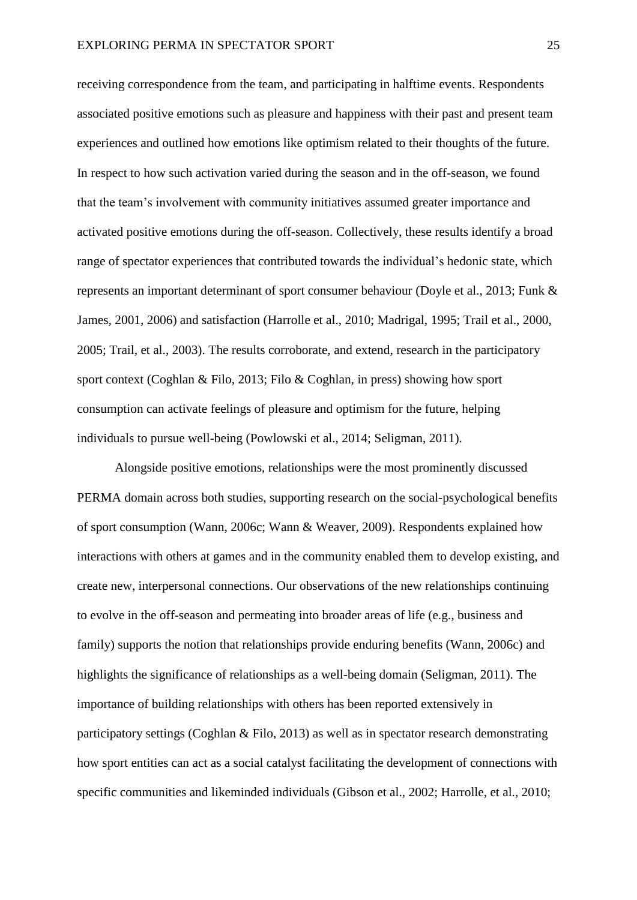receiving correspondence from the team, and participating in halftime events. Respondents associated positive emotions such as pleasure and happiness with their past and present team experiences and outlined how emotions like optimism related to their thoughts of the future. In respect to how such activation varied during the season and in the off-season, we found that the team's involvement with community initiatives assumed greater importance and activated positive emotions during the off-season. Collectively, these results identify a broad range of spectator experiences that contributed towards the individual's hedonic state, which represents an important determinant of sport consumer behaviour (Doyle et al., 2013; Funk & James, 2001, 2006) and satisfaction (Harrolle et al., 2010; Madrigal, 1995; Trail et al., 2000, 2005; Trail, et al., 2003). The results corroborate, and extend, research in the participatory sport context (Coghlan & Filo, 2013; Filo & Coghlan, in press) showing how sport consumption can activate feelings of pleasure and optimism for the future, helping individuals to pursue well-being (Powlowski et al., 2014; Seligman, 2011).

Alongside positive emotions, relationships were the most prominently discussed PERMA domain across both studies, supporting research on the social-psychological benefits of sport consumption (Wann, 2006c; Wann & Weaver, 2009). Respondents explained how interactions with others at games and in the community enabled them to develop existing, and create new, interpersonal connections. Our observations of the new relationships continuing to evolve in the off-season and permeating into broader areas of life (e.g., business and family) supports the notion that relationships provide enduring benefits (Wann, 2006c) and highlights the significance of relationships as a well-being domain (Seligman, 2011). The importance of building relationships with others has been reported extensively in participatory settings (Coghlan & Filo, 2013) as well as in spectator research demonstrating how sport entities can act as a social catalyst facilitating the development of connections with specific communities and likeminded individuals (Gibson et al., 2002; Harrolle, et al., 2010;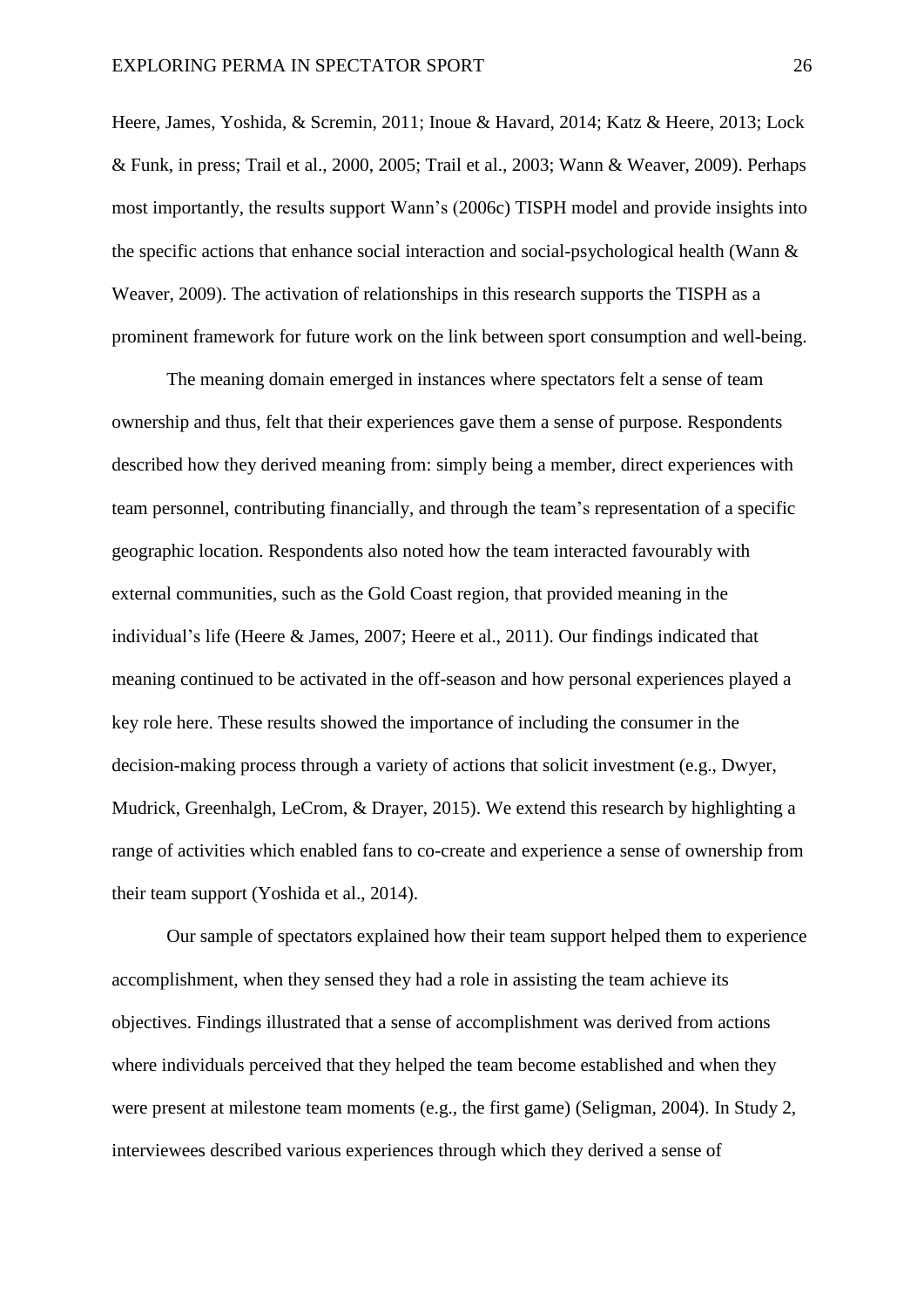Heere, James, Yoshida, & Scremin, 2011; Inoue & Havard, 2014; Katz & Heere, 2013; Lock & Funk, in press; Trail et al., 2000, 2005; Trail et al., 2003; Wann & Weaver, 2009). Perhaps most importantly, the results support Wann's (2006c) TISPH model and provide insights into the specific actions that enhance social interaction and social-psychological health (Wann & Weaver, 2009). The activation of relationships in this research supports the TISPH as a prominent framework for future work on the link between sport consumption and well-being.

The meaning domain emerged in instances where spectators felt a sense of team ownership and thus, felt that their experiences gave them a sense of purpose. Respondents described how they derived meaning from: simply being a member, direct experiences with team personnel, contributing financially, and through the team's representation of a specific geographic location. Respondents also noted how the team interacted favourably with external communities, such as the Gold Coast region, that provided meaning in the individual's life (Heere & James, 2007; Heere et al., 2011). Our findings indicated that meaning continued to be activated in the off-season and how personal experiences played a key role here. These results showed the importance of including the consumer in the decision-making process through a variety of actions that solicit investment (e.g., Dwyer, Mudrick, Greenhalgh, LeCrom, & Drayer, 2015). We extend this research by highlighting a range of activities which enabled fans to co-create and experience a sense of ownership from their team support (Yoshida et al., 2014).

Our sample of spectators explained how their team support helped them to experience accomplishment, when they sensed they had a role in assisting the team achieve its objectives. Findings illustrated that a sense of accomplishment was derived from actions where individuals perceived that they helped the team become established and when they were present at milestone team moments (e.g., the first game) (Seligman, 2004). In Study 2, interviewees described various experiences through which they derived a sense of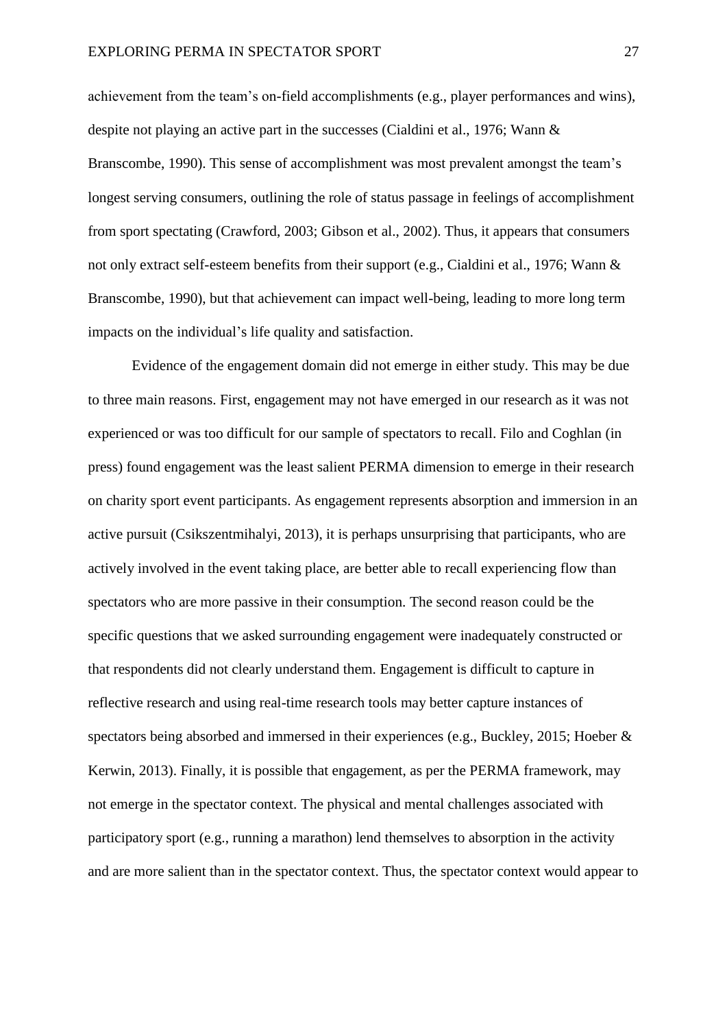achievement from the team's on-field accomplishments (e.g., player performances and wins), despite not playing an active part in the successes (Cialdini et al., 1976; Wann & Branscombe, 1990). This sense of accomplishment was most prevalent amongst the team's longest serving consumers, outlining the role of status passage in feelings of accomplishment from sport spectating (Crawford, 2003; Gibson et al., 2002). Thus, it appears that consumers not only extract self-esteem benefits from their support (e.g., Cialdini et al., 1976; Wann & Branscombe, 1990), but that achievement can impact well-being, leading to more long term impacts on the individual's life quality and satisfaction.

Evidence of the engagement domain did not emerge in either study. This may be due to three main reasons. First, engagement may not have emerged in our research as it was not experienced or was too difficult for our sample of spectators to recall. Filo and Coghlan (in press) found engagement was the least salient PERMA dimension to emerge in their research on charity sport event participants. As engagement represents absorption and immersion in an active pursuit (Csikszentmihalyi, 2013), it is perhaps unsurprising that participants, who are actively involved in the event taking place, are better able to recall experiencing flow than spectators who are more passive in their consumption. The second reason could be the specific questions that we asked surrounding engagement were inadequately constructed or that respondents did not clearly understand them. Engagement is difficult to capture in reflective research and using real-time research tools may better capture instances of spectators being absorbed and immersed in their experiences (e.g., Buckley, 2015; Hoeber & Kerwin, 2013). Finally, it is possible that engagement, as per the PERMA framework, may not emerge in the spectator context. The physical and mental challenges associated with participatory sport (e.g., running a marathon) lend themselves to absorption in the activity and are more salient than in the spectator context. Thus, the spectator context would appear to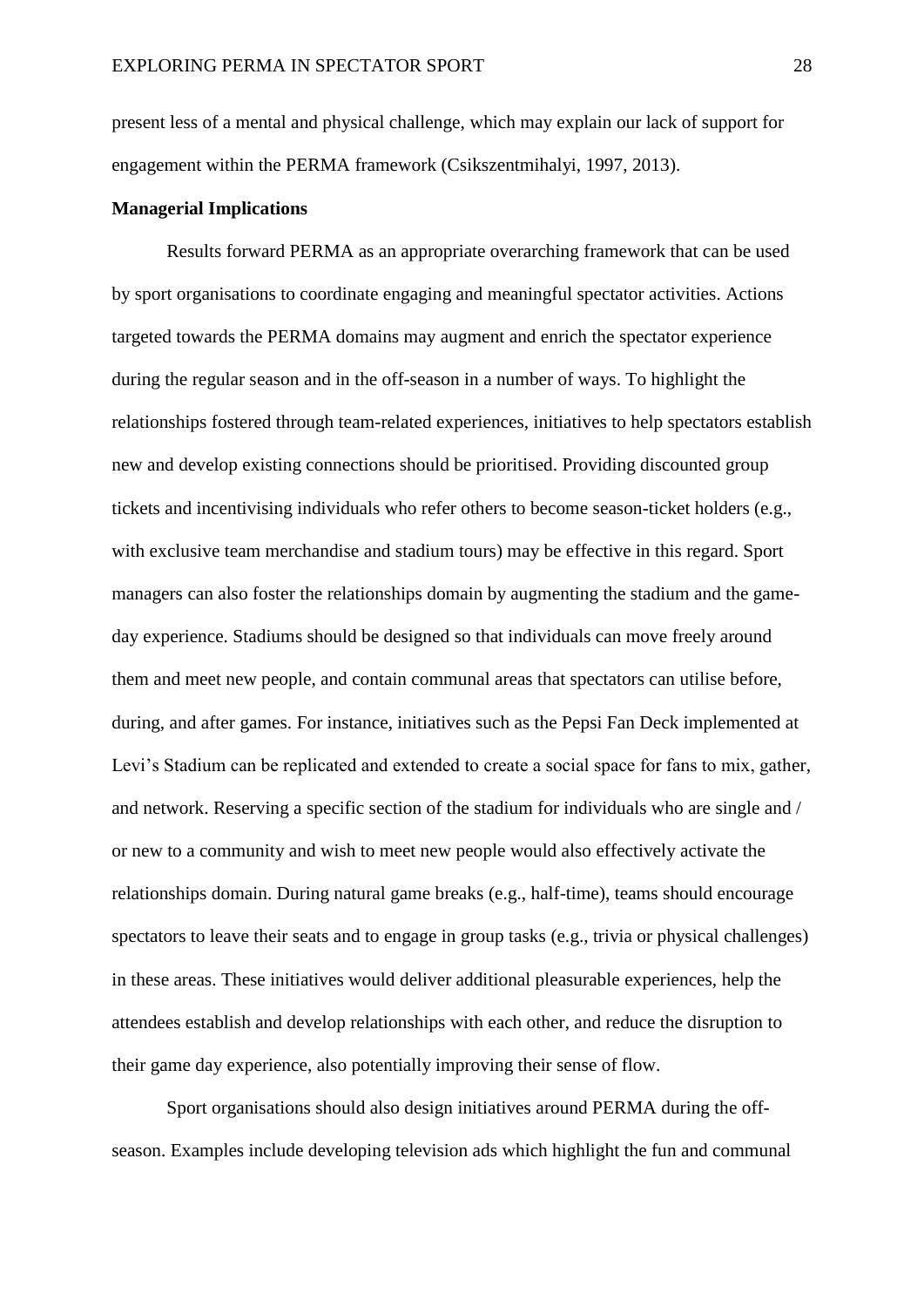present less of a mental and physical challenge, which may explain our lack of support for engagement within the PERMA framework (Csikszentmihalyi, 1997, 2013).

**Managerial Implications**

Results forward PERMA as an appropriate overarching framework that can be used by sport organisations to coordinate engaging and meaningful spectator activities. Actions targeted towards the PERMA domains may augment and enrich the spectator experience during the regular season and in the off-season in a number of ways. To highlight the relationships fostered through team-related experiences, initiatives to help spectators establish new and develop existing connections should be prioritised. Providing discounted group tickets and incentivising individuals who refer others to become season-ticket holders (e.g., with exclusive team merchandise and stadium tours) may be effective in this regard. Sport managers can also foster the relationships domain by augmenting the stadium and the game-day experience. Stadiums should be designed so that individuals can move freely around them and meet new people, and contain communal areas that spectators can utilise before, during, and after games. For instance, initiatives such as the Pepsi Fan Deck implemented at Levi's Stadium can be replicated and extended to create a social space for fans to mix, gather, and network. Reserving a specific section of the stadium for individuals who are single and / or new to a community and wish to meet new people would also effectively activate the relationships domain. During natural game breaks (e.g., half-time), teams should encourage spectators to leave their seats and to engage in group tasks (e.g., trivia or physical challenges) in these areas. These initiatives would deliver additional pleasurable experiences, help the attendees establish and develop relationships with each other, and reduce the disruption to their game day experience, also potentially improving their sense of flow.

Sport organisations should also design initiatives around PERMA during the off-season. Examples include developing television ads which highlight the fun and communal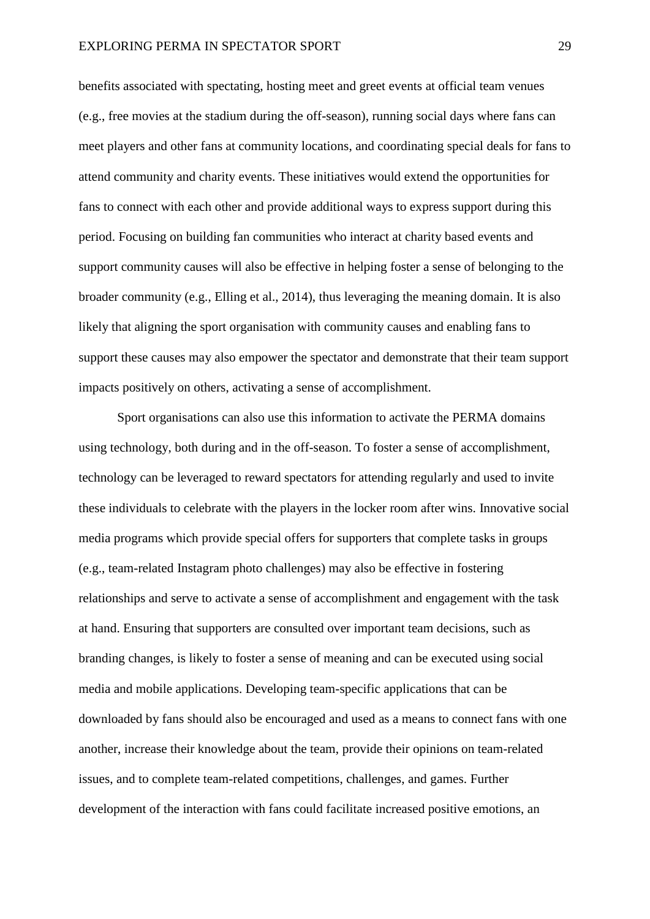benefits associated with spectating, hosting meet and greet events at official team venues (e.g., free movies at the stadium during the off-season), running social days where fans can meet players and other fans at community locations, and coordinating special deals for fans to attend community and charity events. These initiatives would extend the opportunities for fans to connect with each other and provide additional ways to express support during this period. Focusing on building fan communities who interact at charity based events and support community causes will also be effective in helping foster a sense of belonging to the broader community (e.g., Elling et al., 2014), thus leveraging the meaning domain. It is also likely that aligning the sport organisation with community causes and enabling fans to support these causes may also empower the spectator and demonstrate that their team support impacts positively on others, activating a sense of accomplishment.

Sport organisations can also use this information to activate the PERMA domains using technology, both during and in the off-season. To foster a sense of accomplishment, technology can be leveraged to reward spectators for attending regularly and used to invite these individuals to celebrate with the players in the locker room after wins. Innovative social media programs which provide special offers for supporters that complete tasks in groups (e.g., team-related Instagram photo challenges) may also be effective in fostering relationships and serve to activate a sense of accomplishment and engagement with the task at hand. Ensuring that supporters are consulted over important team decisions, such as branding changes, is likely to foster a sense of meaning and can be executed using social media and mobile applications. Developing team-specific applications that can be downloaded by fans should also be encouraged and used as a means to connect fans with one another, increase their knowledge about the team, provide their opinions on team-related issues, and to complete team-related competitions, challenges, and games. Further development of the interaction with fans could facilitate increased positive emotions, an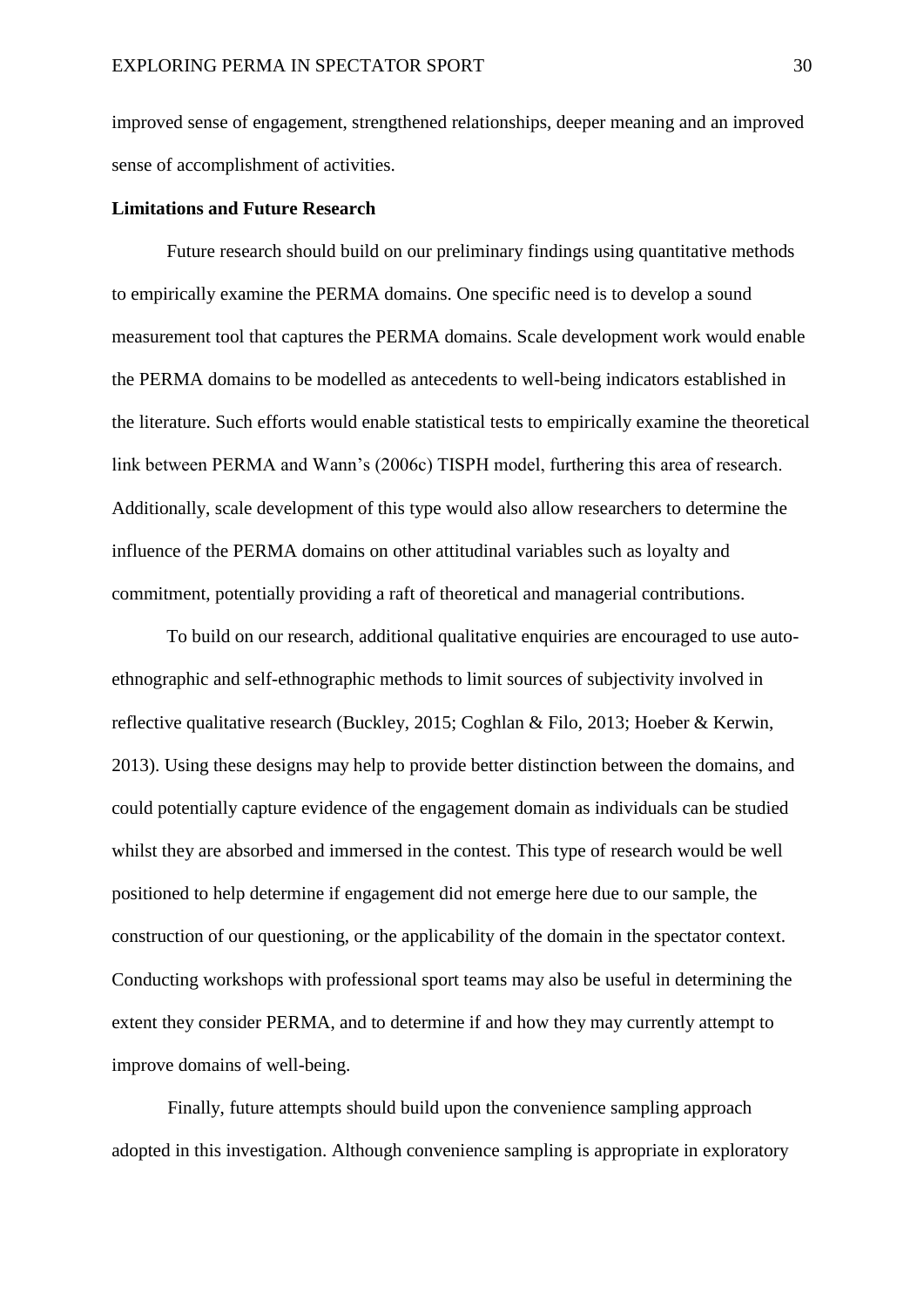improved sense of engagement, strengthened relationships, deeper meaning and an improved sense of accomplishment of activities.

**Limitations and Future Research**

Future research should build on our preliminary findings using quantitative methods to empirically examine the PERMA domains. One specific need is to develop a sound measurement tool that captures the PERMA domains. Scale development work would enable the PERMA domains to be modelled as antecedents to well-being indicators established in the literature. Such efforts would enable statistical tests to empirically examine the theoretical link between PERMA and Wann's (2006c) TISPH model, furthering this area of research. Additionally, scale development of this type would also allow researchers to determine the influence of the PERMA domains on other attitudinal variables such as loyalty and commitment, potentially providing a raft of theoretical and managerial contributions.

To build on our research, additional qualitative enquiries are encouraged to use auto-ethnographic and self-ethnographic methods to limit sources of subjectivity involved in reflective qualitative research (Buckley, 2015; Coghlan & Filo, 2013; Hoeber & Kerwin, 2013). Using these designs may help to provide better distinction between the domains, and could potentially capture evidence of the engagement domain as individuals can be studied whilst they are absorbed and immersed in the contest. This type of research would be well positioned to help determine if engagement did not emerge here due to our sample, the construction of our questioning, or the applicability of the domain in the spectator context. Conducting workshops with professional sport teams may also be useful in determining the extent they consider PERMA, and to determine if and how they may currently attempt to improve domains of well-being.

Finally, future attempts should build upon the convenience sampling approach adopted in this investigation. Although convenience sampling is appropriate in exploratory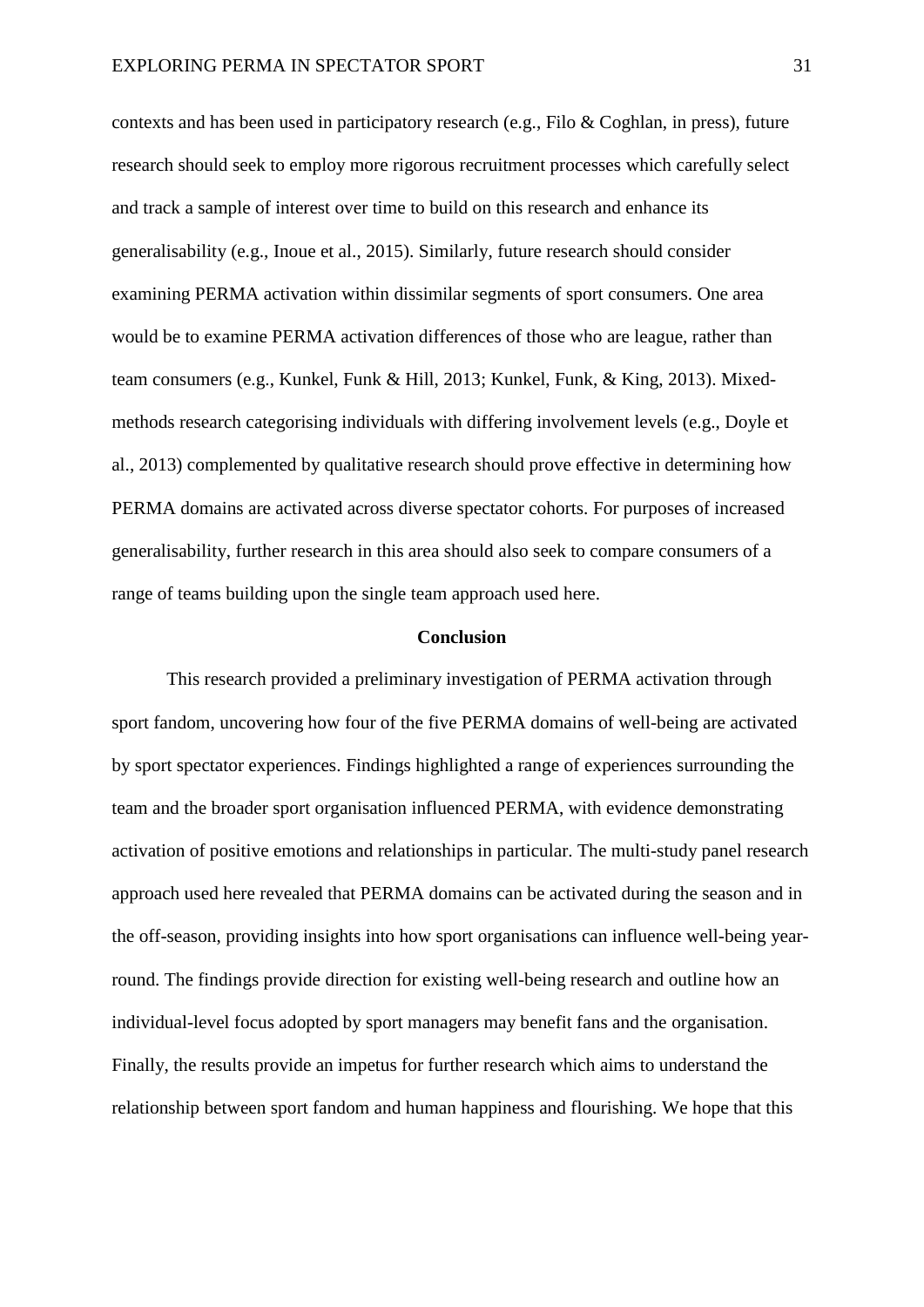contexts and has been used in participatory research (e.g., Filo & Coghlan, in press), future research should seek to employ more rigorous recruitment processes which carefully select and track a sample of interest over time to build on this research and enhance its generalisability (e.g., Inoue et al., 2015). Similarly, future research should consider examining PERMA activation within dissimilar segments of sport consumers. One area would be to examine PERMA activation differences of those who are league, rather than team consumers (e.g., Kunkel, Funk & Hill, 2013; Kunkel, Funk, & King, 2013). Mixed-methods research categorising individuals with differing involvement levels (e.g., Doyle et al., 2013) complemented by qualitative research should prove effective in determining how PERMA domains are activated across diverse spectator cohorts. For purposes of increased generalisability, further research in this area should also seek to compare consumers of a range of teams building upon the single team approach used here.

## Conclusion

This research provided a preliminary investigation of PERMA activation through sport fandom, uncovering how four of the five PERMA domains of well-being are activated by sport spectator experiences. Findings highlighted a range of experiences surrounding the team and the broader sport organisation influenced PERMA, with evidence demonstrating activation of positive emotions and relationships in particular. The multi-study panel research approach used here revealed that PERMA domains can be activated during the season and in the off-season, providing insights into how sport organisations can influence well-being year-round. The findings provide direction for existing well-being research and outline how an individual-level focus adopted by sport managers may benefit fans and the organisation. Finally, the results provide an impetus for further research which aims to understand the relationship between sport fandom and human happiness and flourishing. We hope that this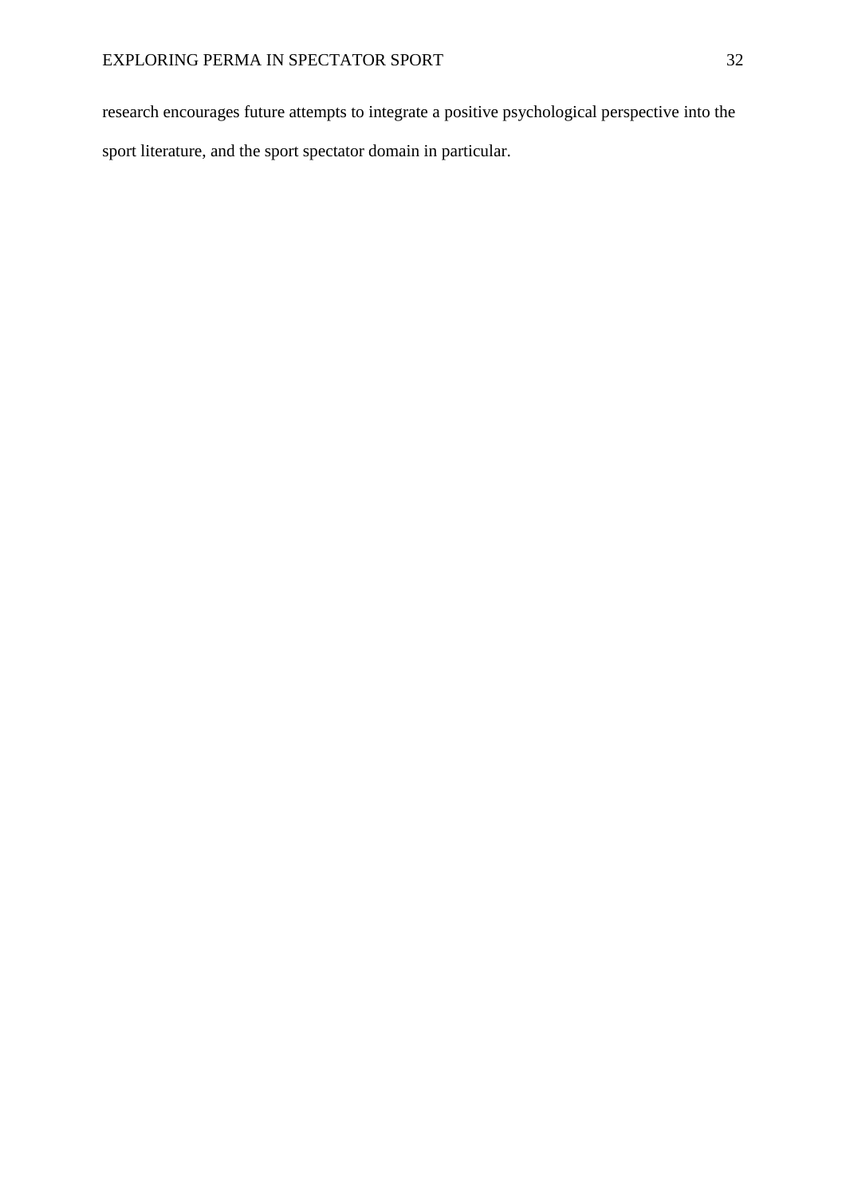research encourages future attempts to integrate a positive psychological perspective into the sport literature, and the sport spectator domain in particular.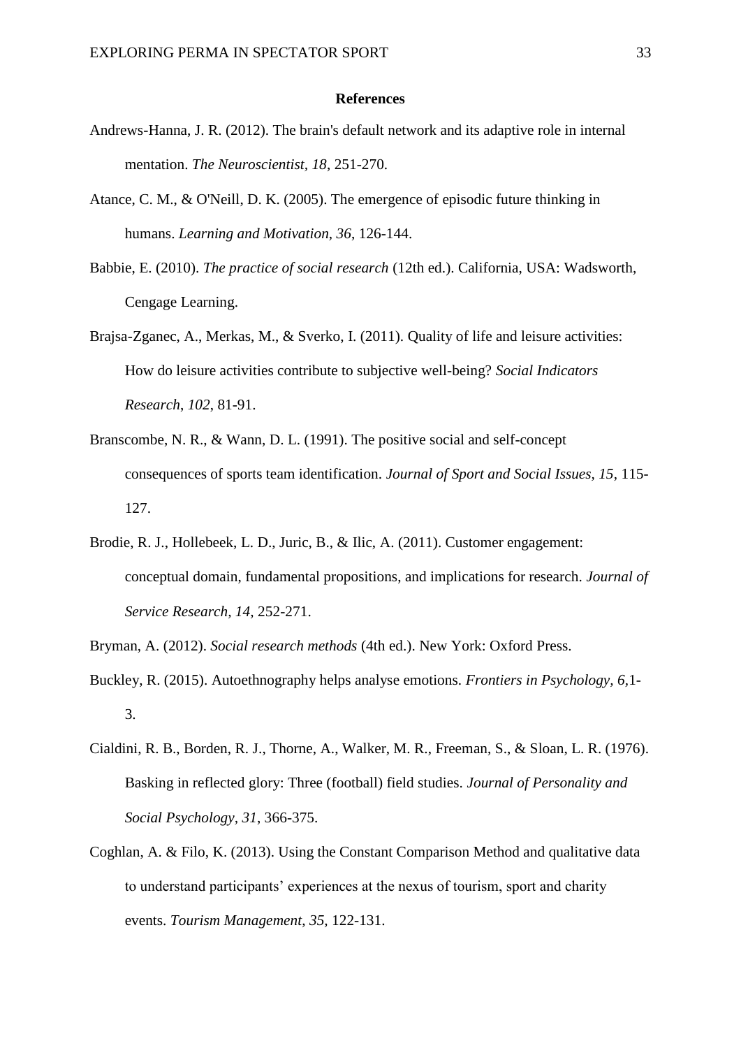**References**

Andrews-Hanna, J. R. (2012). The brain's default network and its adaptive role in internal mentation. *The Neuroscientist, 18*, 251-270.

Atance, C. M., & O'Neill, D. K. (2005). The emergence of episodic future thinking in humans. *Learning and Motivation, 36*, 126-144.

Babbie, E. (2010). *The practice of social research* (12th ed.). California, USA: Wadsworth, Cengage Learning.

Brajsa-Zganec, A., Merkas, M., & Sverko, I. (2011). Quality of life and leisure activities: How do leisure activities contribute to subjective well-being? *Social Indicators Research*, *102*, 81-91.

Branscombe, N. R., & Wann, D. L. (1991). The positive social and self-concept consequences of sports team identification. *Journal of Sport and Social Issues, 15*, 115-127.

Brodie, R. J., Hollebeek, L. D., Juric, B., & Ilic, A. (2011). Customer engagement: conceptual domain, fundamental propositions, and implications for research. *Journal of Service Research, 14,* 252-271.

Bryman, A. (2012). *Social research methods* (4th ed.). New York: Oxford Press.

Buckley, R. (2015). Autoethnography helps analyse emotions. *Frontiers in Psychology, 6,*1-3.

Cialdini, R. B., Borden, R. J., Thorne, A., Walker, M. R., Freeman, S., & Sloan, L. R. (1976). Basking in reflected glory: Three (football) field studies. *Journal of Personality and Social Psychology, 31*, 366-375.

Coghlan, A. & Filo, K. (2013). Using the Constant Comparison Method and qualitative data to understand participants' experiences at the nexus of tourism, sport and charity events. *Tourism Management, 35,* 122-131.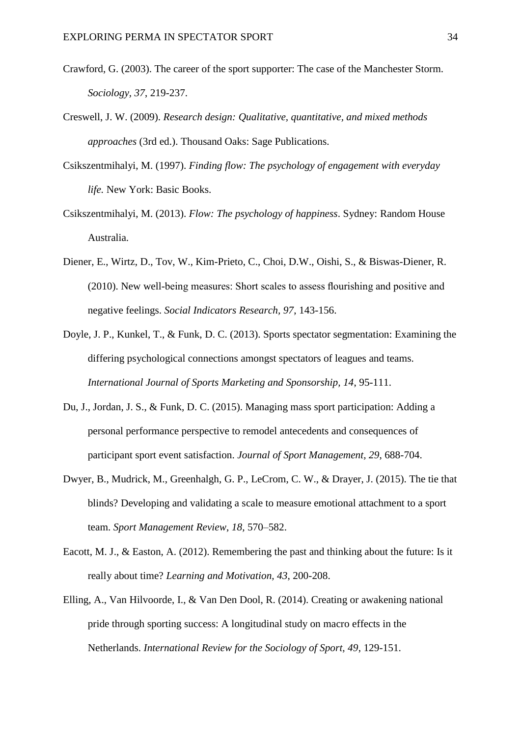Crawford, G. (2003). The career of the sport supporter: The case of the Manchester Storm. *Sociology, 37*, 219-237.

Creswell, J. W. (2009). *Research design: Qualitative, quantitative, and mixed methods approaches* (3rd ed.). Thousand Oaks: Sage Publications.

Csikszentmihalyi, M. (1997). *Finding flow: The psychology of engagement with everyday life.* New York: Basic Books.

Csikszentmihalyi, M. (2013). *Flow: The psychology of happiness*. Sydney: Random House Australia.

Diener, E., Wirtz, D., Tov, W., Kim-Prieto, C., Choi, D.W., Oishi, S., & Biswas-Diener, R. (2010). New well-being measures: Short scales to assess flourishing and positive and negative feelings. *Social Indicators Research, 97*, 143-156.

Doyle, J. P., Kunkel, T., & Funk, D. C. (2013). Sports spectator segmentation: Examining the differing psychological connections amongst spectators of leagues and teams. *International Journal of Sports Marketing and Sponsorship, 14*, 95-111.

Du, J., Jordan, J. S., & Funk, D. C. (2015). Managing mass sport participation: Adding a personal performance perspective to remodel antecedents and consequences of participant sport event satisfaction. *Journal of Sport Management, 29*, 688-704.

Dwyer, B., Mudrick, M., Greenhalgh, G. P., LeCrom, C. W., & Drayer, J. (2015). The tie that blinds? Developing and validating a scale to measure emotional attachment to a sport team. *Sport Management Review, 18,* 570–582.

Eacott, M. J., & Easton, A. (2012). Remembering the past and thinking about the future: Is it really about time? *Learning and Motivation, 43,* 200-208.

Elling, A., Van Hilvoorde, I., & Van Den Dool, R. (2014). Creating or awakening national pride through sporting success: A longitudinal study on macro effects in the Netherlands. *International Review for the Sociology of Sport, 49*, 129-151.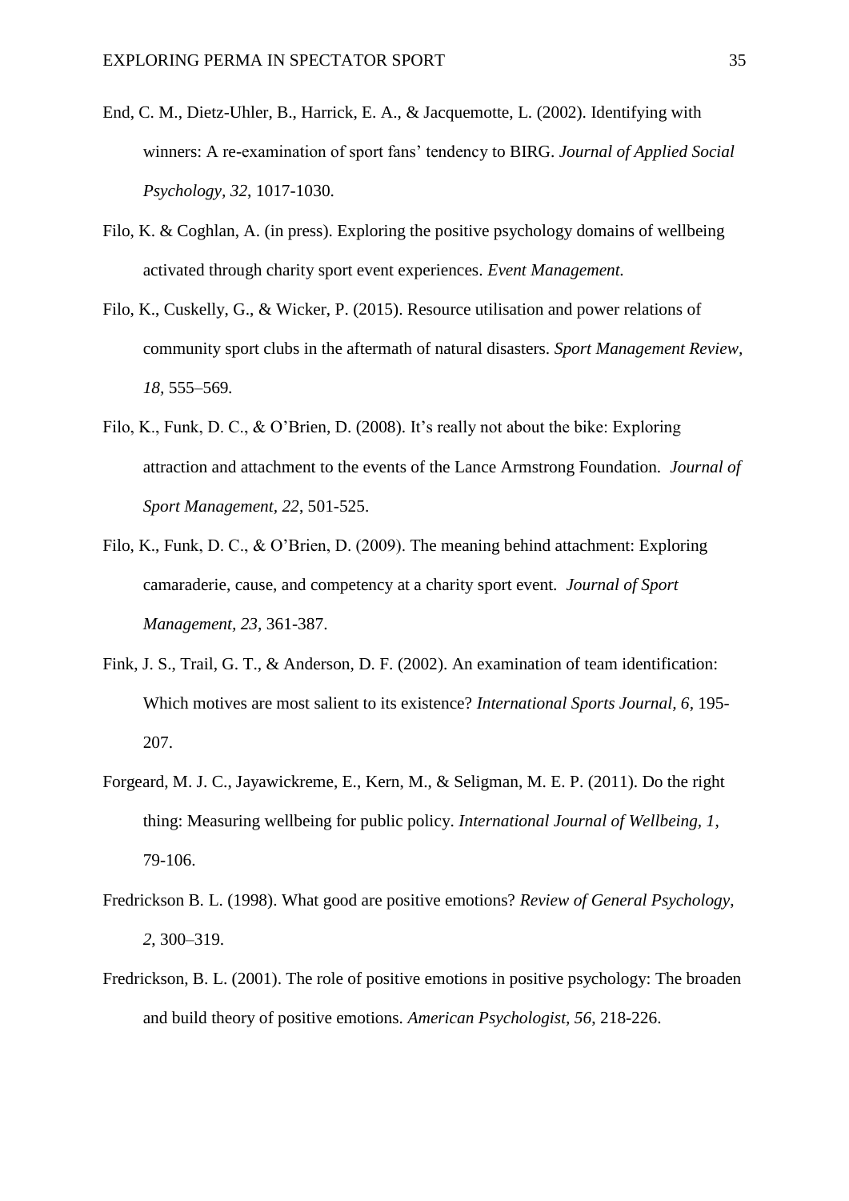End, C. M., Dietz-Uhler, B., Harrick, E. A., & Jacquemotte, L. (2002). Identifying with winners: A re-examination of sport fans' tendency to BIRG. *Journal of Applied Social Psychology, 32*, 1017-1030.

Filo, K. & Coghlan, A. (in press). Exploring the positive psychology domains of wellbeing activated through charity sport event experiences. *Event Management.*

Filo, K., Cuskelly, G., & Wicker, P. (2015). Resource utilisation and power relations of community sport clubs in the aftermath of natural disasters. *Sport Management Review, 18,* 555–569*.*

Filo, K., Funk, D. C., & O'Brien, D. (2008). It's really not about the bike: Exploring attraction and attachment to the events of the Lance Armstrong Foundation. *Journal of Sport Management, 22*, 501-525.

Filo, K., Funk, D. C., & O'Brien, D. (2009). The meaning behind attachment: Exploring camaraderie, cause, and competency at a charity sport event. *Journal of Sport Management*, *23*, 361-387.

Fink, J. S., Trail, G. T., & Anderson, D. F. (2002). An examination of team identification: Which motives are most salient to its existence? *International Sports Journal, 6*, 195-207.

Forgeard, M. J. C., Jayawickreme, E., Kern, M., & Seligman, M. E. P. (2011). Do the right thing: Measuring wellbeing for public policy. *International Journal of Wellbeing, 1*, 79-106.

Fredrickson B. L. (1998). What good are positive emotions? *Review of General Psychology*, *2*, 300–319.

Fredrickson, B. L. (2001). The role of positive emotions in positive psychology: The broaden and build theory of positive emotions. *American Psychologist, 56,* 218-226.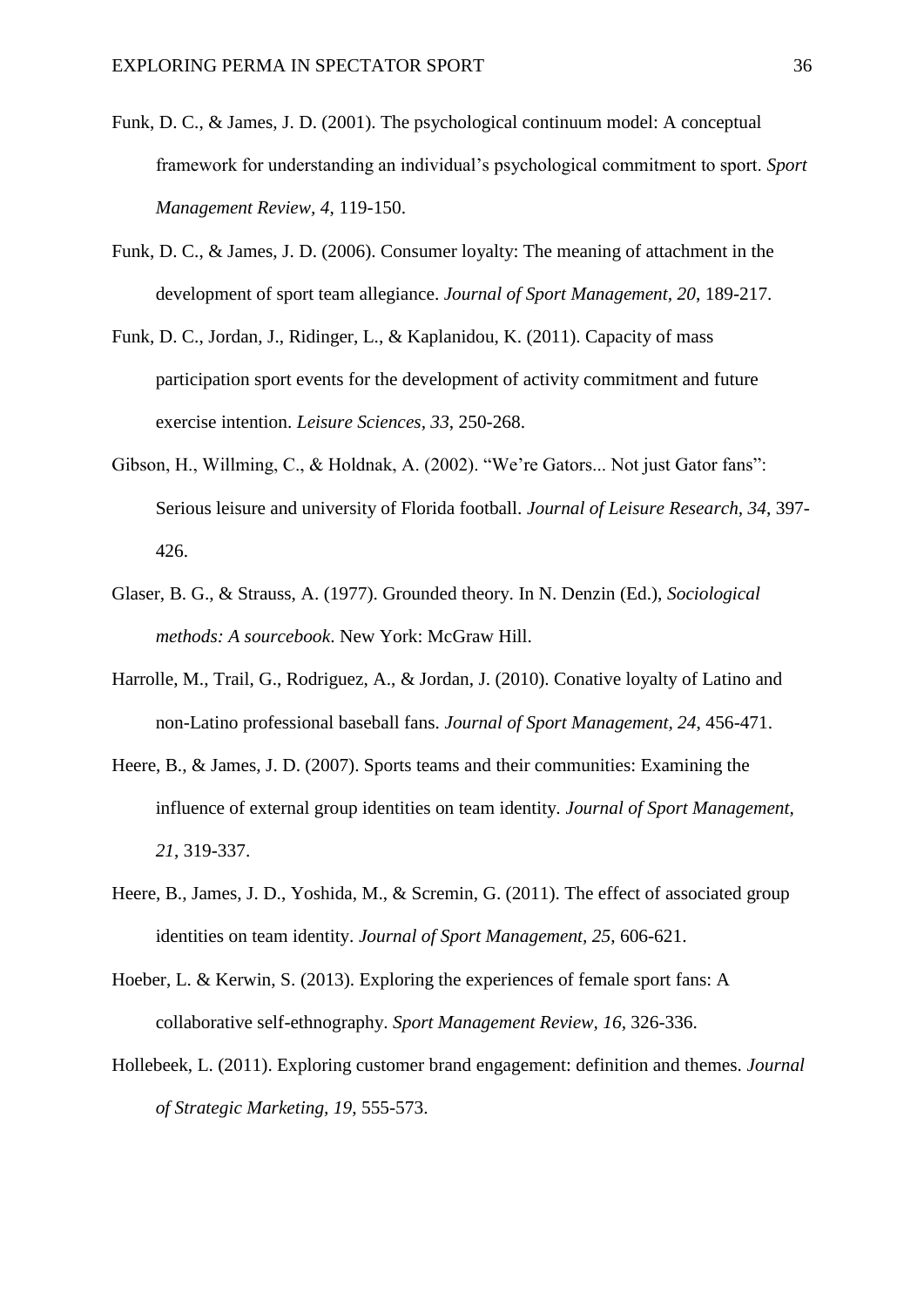Funk, D. C., & James, J. D. (2001). The psychological continuum model: A conceptual framework for understanding an individual's psychological commitment to sport. *Sport Management Review*, *4*, 119-150.

Funk, D. C., & James, J. D. (2006). Consumer loyalty: The meaning of attachment in the development of sport team allegiance. *Journal of Sport Management*, *20*, 189-217.

Funk, D. C., Jordan, J., Ridinger, L., & Kaplanidou, K. (2011). Capacity of mass participation sport events for the development of activity commitment and future exercise intention. *Leisure Sciences*, *33*, 250-268.

Gibson, H., Willming, C., & Holdnak, A. (2002). "We're Gators... Not just Gator fans": Serious leisure and university of Florida football. *Journal of Leisure Research*, *34*, 397-426.

Glaser, B. G., & Strauss, A. (1977). Grounded theory. In N. Denzin (Ed.), *Sociological methods: A sourcebook*. New York: McGraw Hill.

Harrolle, M., Trail, G., Rodriguez, A., & Jordan, J. (2010). Conative loyalty of Latino and non-Latino professional baseball fans. *Journal of Sport Management*, *24*, 456-471.

Heere, B., & James, J. D. (2007). Sports teams and their communities: Examining the influence of external group identities on team identity. *Journal of Sport Management*, *21*, 319-337.

Heere, B., James, J. D., Yoshida, M., & Scremin, G. (2011). The effect of associated group identities on team identity. *Journal of Sport Management*, *25*, 606-621.

Hoeber, L. & Kerwin, S. (2013). Exploring the experiences of female sport fans: A collaborative self-ethnography. *Sport Management Review*, *16*, 326-336.

Hollebeek, L. (2011). Exploring customer brand engagement: definition and themes. *Journal of Strategic Marketing*, *19*, 555-573.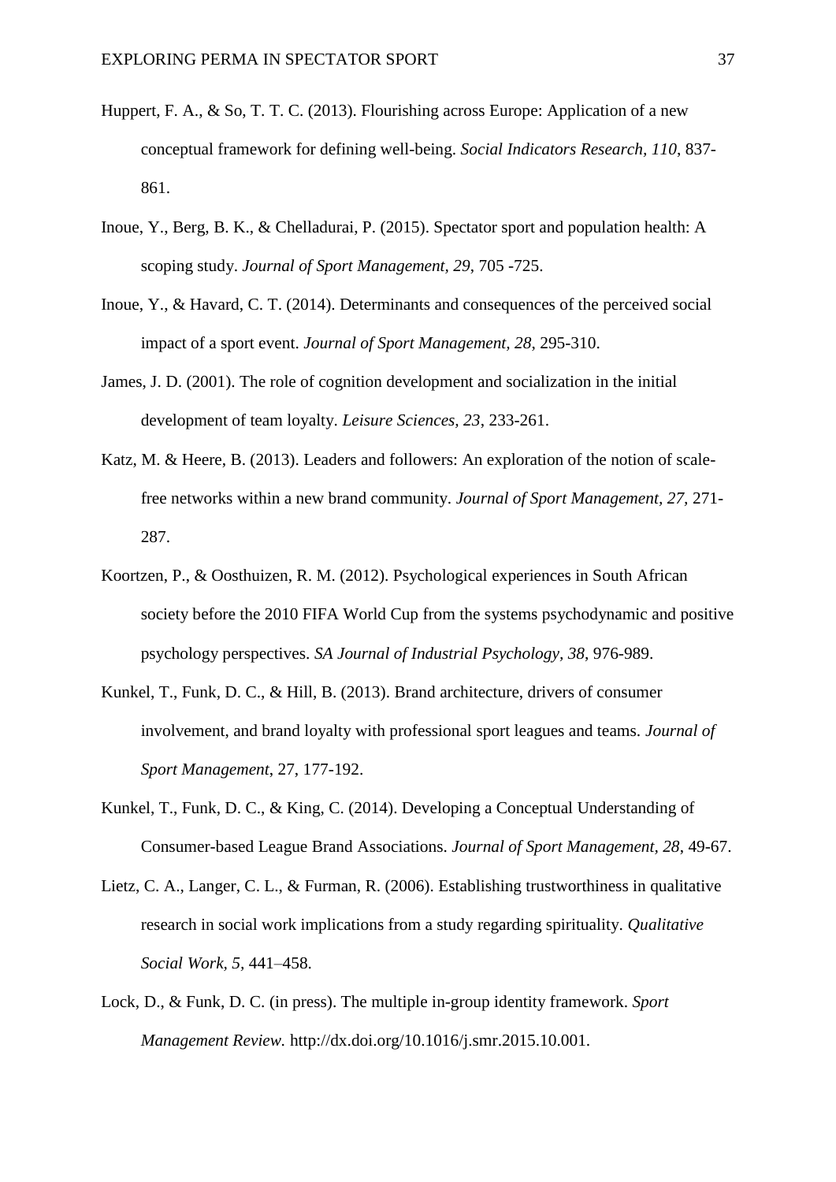Huppert, F. A., & So, T. T. C. (2013). Flourishing across Europe: Application of a new conceptual framework for defining well-being. *Social Indicators Research, 110*, 837-861.

Inoue, Y., Berg, B. K., & Chelladurai, P. (2015). Spectator sport and population health: A scoping study. *Journal of Sport Management, 29*, 705 -725.

Inoue, Y., & Havard, C. T. (2014). Determinants and consequences of the perceived social impact of a sport event. *Journal of Sport Management, 28*, 295-310.

James, J. D. (2001). The role of cognition development and socialization in the initial development of team loyalty. *Leisure Sciences, 23*, 233-261.

Katz, M. & Heere, B. (2013). Leaders and followers: An exploration of the notion of scale-free networks within a new brand community. *Journal of Sport Management, 27*, 271-287.

Koortzen, P., & Oosthuizen, R. M. (2012). Psychological experiences in South African society before the 2010 FIFA World Cup from the systems psychodynamic and positive psychology perspectives. *SA Journal of Industrial Psychology, 38*, 976-989.

Kunkel, T., Funk, D. C., & Hill, B. (2013). Brand architecture, drivers of consumer involvement, and brand loyalty with professional sport leagues and teams. *Journal of Sport Management*, 27, 177-192.

Kunkel, T., Funk, D. C., & King, C. (2014). Developing a Conceptual Understanding of Consumer-based League Brand Associations. *Journal of Sport Management, 28*, 49-67.

Lietz, C. A., Langer, C. L., & Furman, R. (2006). Establishing trustworthiness in qualitative research in social work implications from a study regarding spirituality. *Qualitative Social Work, 5*, 441–458.

Lock, D., & Funk, D. C. (in press). The multiple in-group identity framework. *Sport Management Review.* http://dx.doi.org/10.1016/j.smr.2015.10.001.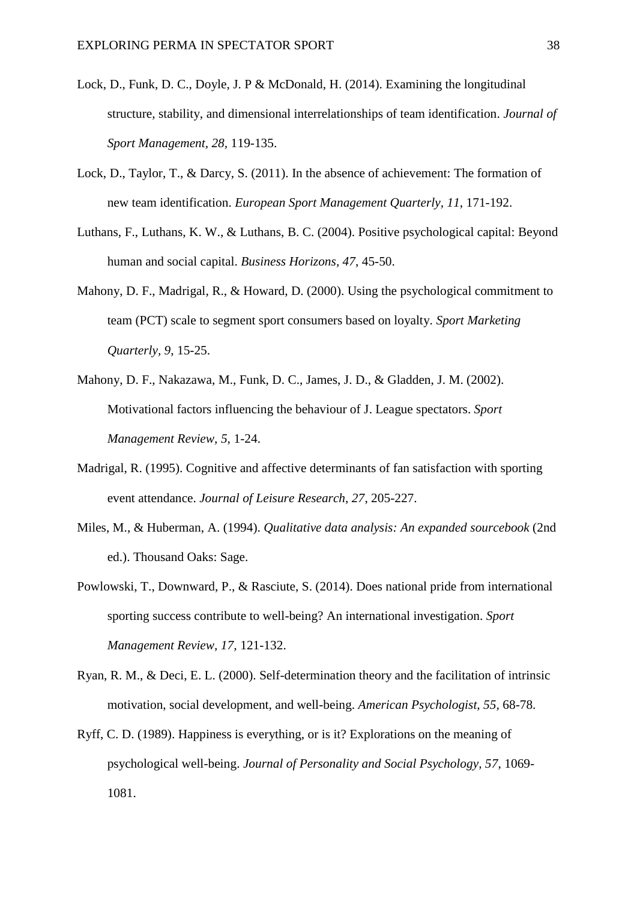Lock, D., Funk, D. C., Doyle, J. P & McDonald, H. (2014). Examining the longitudinal structure, stability, and dimensional interrelationships of team identification. *Journal of Sport Management*, *28*, 119-135.

Lock, D., Taylor, T., & Darcy, S. (2011). In the absence of achievement: The formation of new team identification. *European Sport Management Quarterly, 11*, 171-192.

Luthans, F., Luthans, K. W., & Luthans, B. C. (2004). Positive psychological capital: Beyond human and social capital. *Business Horizons*, *47*, 45-50.

Mahony, D. F., Madrigal, R., & Howard, D. (2000). Using the psychological commitment to team (PCT) scale to segment sport consumers based on loyalty. *Sport Marketing Quarterly*, *9*, 15-25.

Mahony, D. F., Nakazawa, M., Funk, D. C., James, J. D., & Gladden, J. M. (2002). Motivational factors influencing the behaviour of J. League spectators. *Sport Management Review*, *5*, 1-24.

Madrigal, R. (1995). Cognitive and affective determinants of fan satisfaction with sporting event attendance. *Journal of Leisure Research*, *27*, 205-227.

Miles, M., & Huberman, A. (1994). *Qualitative data analysis: An expanded sourcebook* (2nd ed.). Thousand Oaks: Sage.

Powlowski, T., Downward, P., & Rasciute, S. (2014). Does national pride from international sporting success contribute to well-being? An international investigation. *Sport Management Review*, *17*, 121-132.

Ryan, R. M., & Deci, E. L. (2000). Self-determination theory and the facilitation of intrinsic motivation, social development, and well-being. *American Psychologist*, *55*, 68-78.

Ryff, C. D. (1989). Happiness is everything, or is it? Explorations on the meaning of psychological well-being. *Journal of Personality and Social Psychology, 57*, 1069-1081.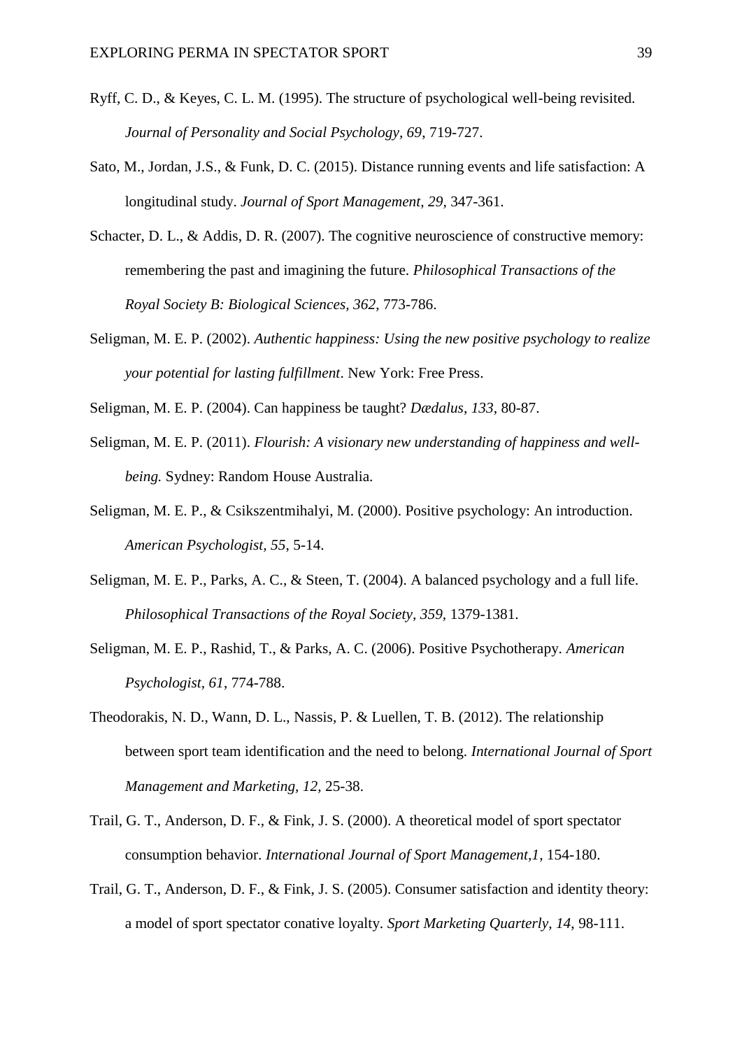Ryff, C. D., & Keyes, C. L. M. (1995). The structure of psychological well-being revisited. *Journal of Personality and Social Psychology, 69*, 719-727.

Sato, M., Jordan, J.S., & Funk, D. C. (2015). Distance running events and life satisfaction: A longitudinal study. *Journal of Sport Management, 29,* 347-361.

Schacter, D. L., & Addis, D. R. (2007). The cognitive neuroscience of constructive memory: remembering the past and imagining the future. *Philosophical Transactions of the Royal Society B: Biological Sciences, 362,* 773-786.

Seligman, M. E. P. (2002). *Authentic happiness: Using the new positive psychology to realize your potential for lasting fulfillment*. New York: Free Press.

Seligman, M. E. P. (2004). Can happiness be taught? *Dædalus*, *133*, 80-87.

Seligman, M. E. P. (2011). *Flourish: A visionary new understanding of happiness and well-being.* Sydney: Random House Australia.

Seligman, M. E. P., & Csikszentmihalyi, M. (2000). Positive psychology: An introduction. *American Psychologist, 55*, 5-14.

Seligman, M. E. P., Parks, A. C., & Steen, T. (2004). A balanced psychology and a full life. *Philosophical Transactions of the Royal Society, 359,* 1379-1381.

Seligman, M. E. P., Rashid, T., & Parks, A. C. (2006). Positive Psychotherapy. *American Psychologist, 61*, 774-788.

Theodorakis, N. D., Wann, D. L., Nassis, P. & Luellen, T. B. (2012). The relationship between sport team identification and the need to belong. *International Journal of Sport Management and Marketing, 12,* 25-38.

Trail, G. T., Anderson, D. F., & Fink, J. S. (2000). A theoretical model of sport spectator consumption behavior. *International Journal of Sport Management,1*, 154-180.

Trail, G. T., Anderson, D. F., & Fink, J. S. (2005). Consumer satisfaction and identity theory: a model of sport spectator conative loyalty. *Sport Marketing Quarterly, 14,* 98-111.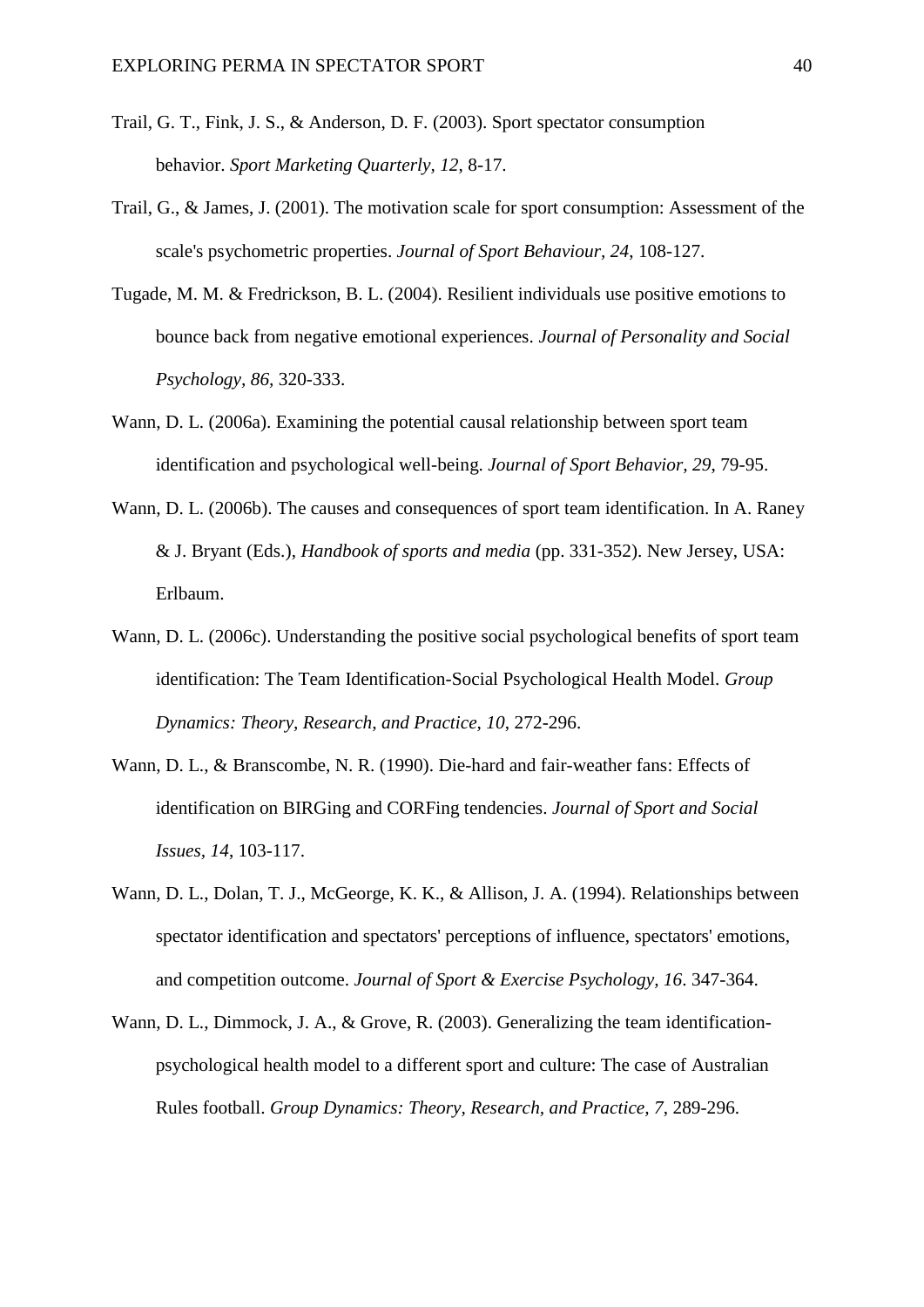Trail, G. T., Fink, J. S., & Anderson, D. F. (2003). Sport spectator consumption behavior. *Sport Marketing Quarterly, 12,* 8-17.

Trail, G., & James, J. (2001). The motivation scale for sport consumption: Assessment of the scale's psychometric properties. *Journal of Sport Behaviour, 24*, 108-127.

Tugade, M. M. & Fredrickson, B. L. (2004). Resilient individuals use positive emotions to bounce back from negative emotional experiences. *Journal of Personality and Social Psychology, 86,* 320-333.

Wann, D. L. (2006a). Examining the potential causal relationship between sport team identification and psychological well-being*. Journal of Sport Behavior, 29*, 79-95.

Wann, D. L. (2006b). The causes and consequences of sport team identification. In A. Raney & J. Bryant (Eds.), *Handbook of sports and media* (pp. 331-352). New Jersey, USA: Erlbaum.

Wann, D. L. (2006c). Understanding the positive social psychological benefits of sport team identification: The Team Identification-Social Psychological Health Model. *Group Dynamics: Theory, Research, and Practice, 10*, 272-296.

Wann, D. L., & Branscombe, N. R. (1990). Die-hard and fair-weather fans: Effects of identification on BIRGing and CORFing tendencies. *Journal of Sport and Social Issues, 14*, 103-117.

Wann, D. L., Dolan, T. J., McGeorge, K. K., & Allison, J. A. (1994). Relationships between spectator identification and spectators' perceptions of influence, spectators' emotions, and competition outcome. *Journal of Sport & Exercise Psychology, 16*. 347-364.

Wann, D. L., Dimmock, J. A., & Grove, R. (2003). Generalizing the team identification-psychological health model to a different sport and culture: The case of Australian Rules football. *Group Dynamics: Theory, Research, and Practice, 7*, 289-296.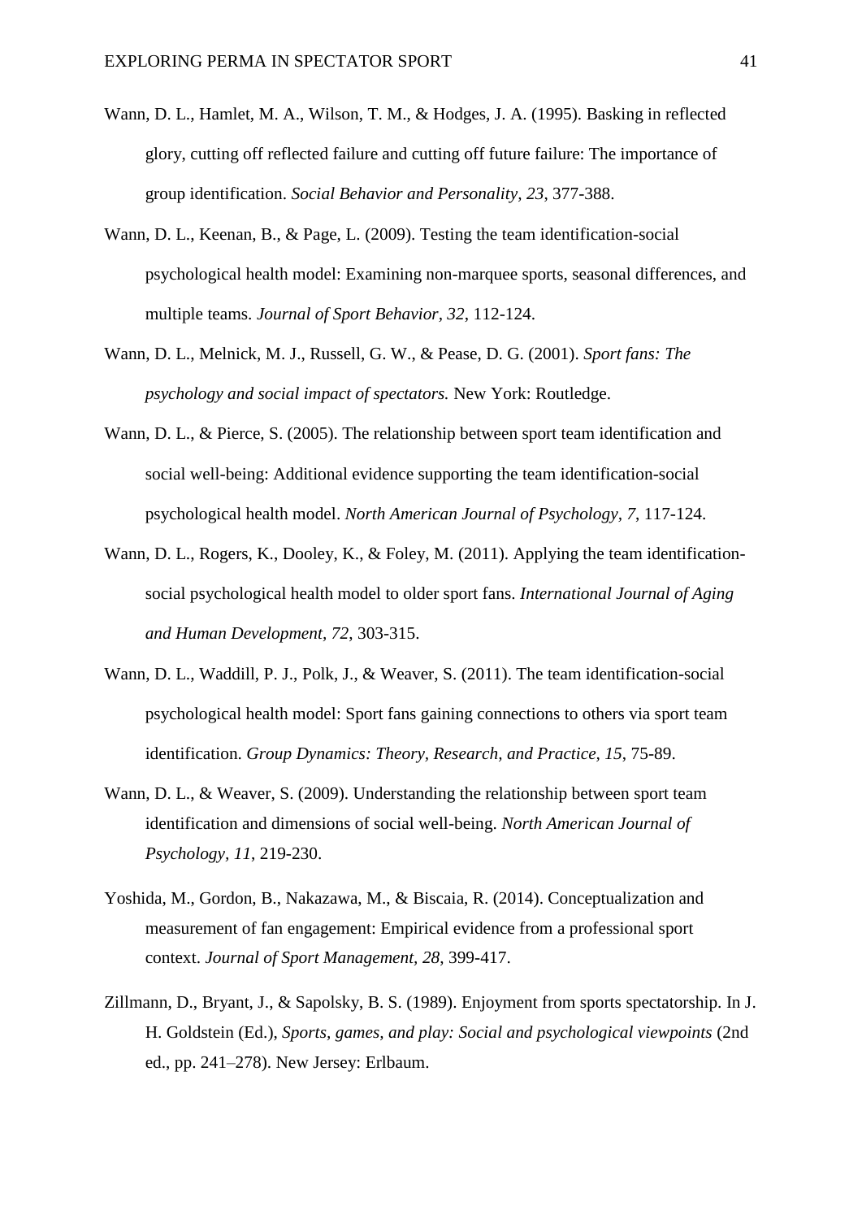Wann, D. L., Hamlet, M. A., Wilson, T. M., & Hodges, J. A. (1995). Basking in reflected glory, cutting off reflected failure and cutting off future failure: The importance of group identification. *Social Behavior and Personality, 23*, 377-388.

Wann, D. L., Keenan, B., & Page, L. (2009). Testing the team identification-social psychological health model: Examining non-marquee sports, seasonal differences, and multiple teams. *Journal of Sport Behavior, 32*, 112-124.

Wann, D. L., Melnick, M. J., Russell, G. W., & Pease, D. G. (2001). *Sport fans: The psychology and social impact of spectators.* New York: Routledge.

Wann, D. L., & Pierce, S. (2005). The relationship between sport team identification and social well-being: Additional evidence supporting the team identification-social psychological health model. *North American Journal of Psychology, 7*, 117-124.

Wann, D. L., Rogers, K., Dooley, K., & Foley, M. (2011). Applying the team identification-social psychological health model to older sport fans. *International Journal of Aging and Human Development, 72*, 303-315.

Wann, D. L., Waddill, P. J., Polk, J., & Weaver, S. (2011). The team identification-social psychological health model: Sport fans gaining connections to others via sport team identification. *Group Dynamics: Theory, Research, and Practice, 15*, 75-89.

Wann, D. L., & Weaver, S. (2009). Understanding the relationship between sport team identification and dimensions of social well-being. *North American Journal of Psychology, 11*, 219-230.

Yoshida, M., Gordon, B., Nakazawa, M., & Biscaia, R. (2014). Conceptualization and measurement of fan engagement: Empirical evidence from a professional sport context. *Journal of Sport Management, 28*, 399-417.

Zillmann, D., Bryant, J., & Sapolsky, B. S. (1989). Enjoyment from sports spectatorship. In J. H. Goldstein (Ed.), *Sports, games, and play: Social and psychological viewpoints* (2nd ed., pp. 241–278). New Jersey: Erlbaum.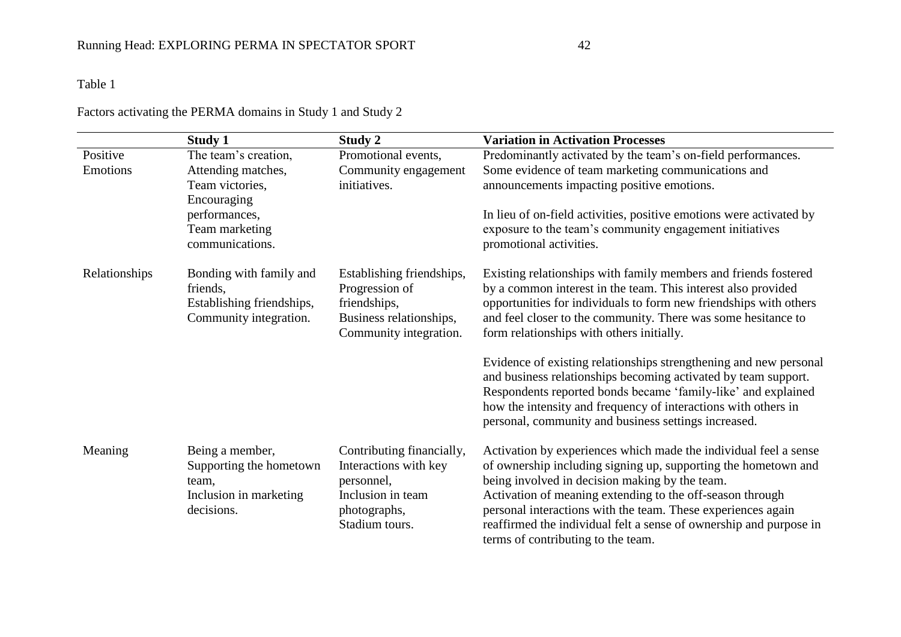Table 1

Factors activating the PERMA domains in Study 1 and Study 2

| | **Study 1** | **Study 2** | **Variation in Activation Processes** |
|---|---|---|---|
| Positive Emotions | The team's creation, Attending matches, Team victories, Encouraging performances, Team marketing communications. | Promotional events, Community engagement initiatives. | Predominantly activated by the team's on-field performances. Some evidence of team marketing communications and announcements impacting positive emotions.<br><br>In lieu of on-field activities, positive emotions were activated by exposure to the team's community engagement initiatives promotional activities. |
| Relationships | Bonding with family and friends, Establishing friendships, Community integration. | Establishing friendships, Progression of friendships, Business relationships, Community integration. | Existing relationships with family members and friends fostered by a common interest in the team. This interest also provided opportunities for individuals to form new friendships with others and feel closer to the community. There was some hesitance to form relationships with others initially.<br><br>Evidence of existing relationships strengthening and new personal and business relationships becoming activated by team support. Respondents reported bonds became 'family-like' and explained how the intensity and frequency of interactions with others in personal, community and business settings increased. |
| Meaning | Being a member, Supporting the hometown team, Inclusion in marketing decisions. | Contributing financially, Interactions with key personnel, Inclusion in team photographs, Stadium tours. | Activation by experiences which made the individual feel a sense of ownership including signing up, supporting the hometown and being involved in decision making by the team.<br>Activation of meaning extending to the off-season through personal interactions with the team. These experiences again reaffirmed the individual felt a sense of ownership and purpose in terms of contributing to the team. |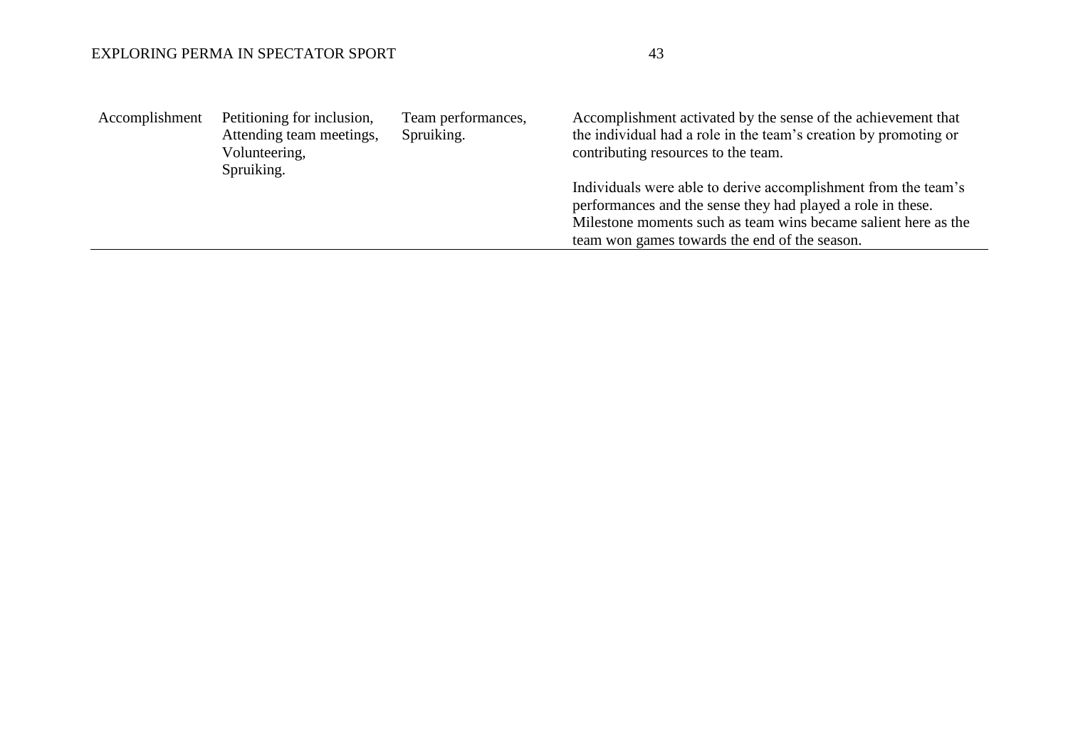| | | | |
|---|---|---|---|
| Accomplishment | Petitioning for inclusion, Attending team meetings, Volunteering, Spruiking. | Team performances, Spruiking. | Accomplishment activated by the sense of the achievement that the individual had a role in the team's creation by promoting or contributing resources to the team.<br><br>Individuals were able to derive accomplishment from the team's performances and the sense they had played a role in these. Milestone moments such as team wins became salient here as the team won games towards the end of the season. |